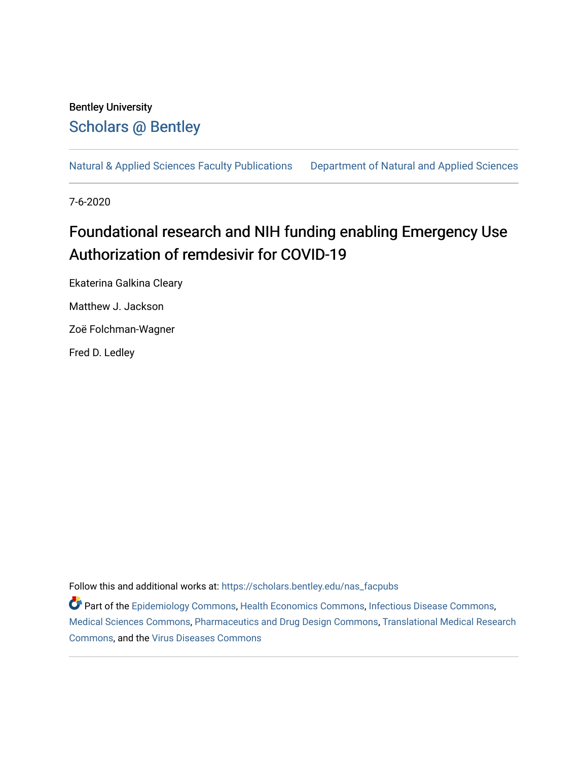Bentley University

# Scholars @ Bentley

Natural & Applied Sciences Faculty Publications | Department of Natural and Applied Sciences

7-6-2020

## Foundational research and NIH funding enabling Emergency Use Authorization of remdesivir for COVID-19

Ekaterina Galkina Cleary

Matthew J. Jackson

Zoë Folchman-Wagner

Fred D. Ledley

Follow this and additional works at: https://scholars.bentley.edu/nas_facpubs

Part of the Epidemiology Commons, Health Economics Commons, Infectious Disease Commons, Medical Sciences Commons, Pharmaceutics and Drug Design Commons, Translational Medical Research Commons, and the Virus Diseases Commons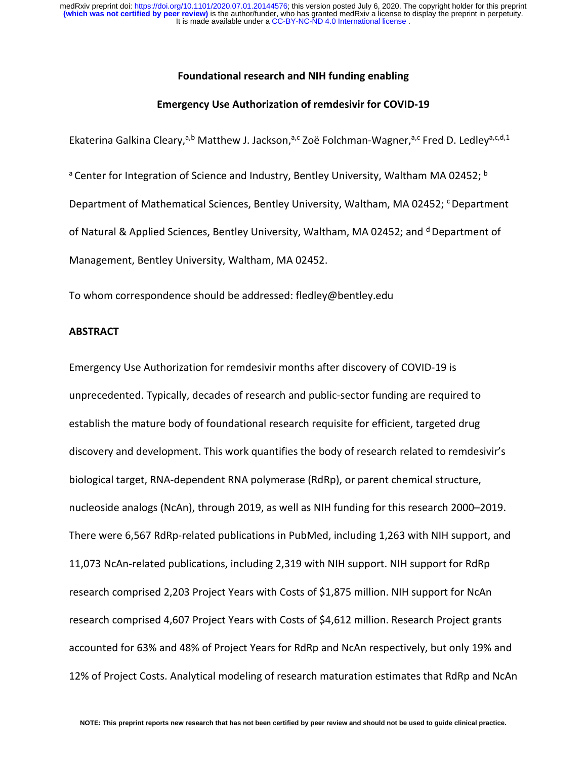**Foundational research and NIH funding enabling**

**Emergency Use Authorization of remdesivir for COVID-19**

Ekaterina Galkina Cleary,[a,b] Matthew J. Jackson,[a,c] Zoë Folchman-Wagner,[a,c] Fred D. Ledley[a,c,d,1]

[a] Center for Integration of Science and Industry, Bentley University, Waltham MA 02452; [b] Department of Mathematical Sciences, Bentley University, Waltham, MA 02452; [c] Department of Natural & Applied Sciences, Bentley University, Waltham, MA 02452; and [d] Department of Management, Bentley University, Waltham, MA 02452.

To whom correspondence should be addressed: fledley@bentley.edu

## ABSTRACT

Emergency Use Authorization for remdesivir months after discovery of COVID-19 is unprecedented. Typically, decades of research and public-sector funding are required to establish the mature body of foundational research requisite for efficient, targeted drug discovery and development. This work quantifies the body of research related to remdesivir's biological target, RNA-dependent RNA polymerase (RdRp), or parent chemical structure, nucleoside analogs (NcAn), through 2019, as well as NIH funding for this research 2000–2019. There were 6,567 RdRp-related publications in PubMed, including 1,263 with NIH support, and 11,073 NcAn-related publications, including 2,319 with NIH support. NIH support for RdRp research comprised 2,203 Project Years with Costs of $1,875 million. NIH support for NcAn research comprised 4,607 Project Years with Costs of $4,612 million. Research Project grants accounted for 63% and 48% of Project Years for RdRp and NcAn respectively, but only 19% and 12% of Project Costs. Analytical modeling of research maturation estimates that RdRp and NcAn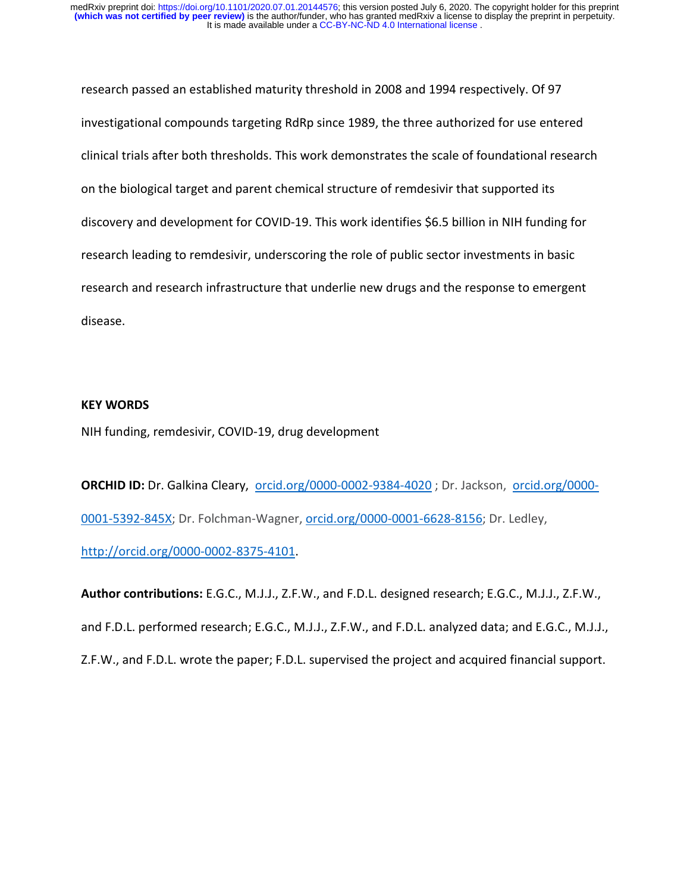research passed an established maturity threshold in 2008 and 1994 respectively. Of 97 investigational compounds targeting RdRp since 1989, the three authorized for use entered clinical trials after both thresholds. This work demonstrates the scale of foundational research on the biological target and parent chemical structure of remdesivir that supported its discovery and development for COVID-19. This work identifies $6.5 billion in NIH funding for research leading to remdesivir, underscoring the role of public sector investments in basic research and research infrastructure that underlie new drugs and the response to emergent disease.

**KEY WORDS**

NIH funding, remdesivir, COVID-19, drug development

**ORCHID ID:** Dr. Galkina Cleary, orcid.org/0000-0002-9384-4020 ; Dr. Jackson, orcid.org/0000-0001-5392-845X; Dr. Folchman-Wagner, orcid.org/0000-0001-6628-8156; Dr. Ledley, http://orcid.org/0000-0002-8375-4101.

**Author contributions:** E.G.C., M.J.J., Z.F.W., and F.D.L. designed research; E.G.C., M.J.J., Z.F.W., and F.D.L. performed research; E.G.C., M.J.J., Z.F.W., and F.D.L. analyzed data; and E.G.C., M.J.J., Z.F.W., and F.D.L. wrote the paper; F.D.L. supervised the project and acquired financial support.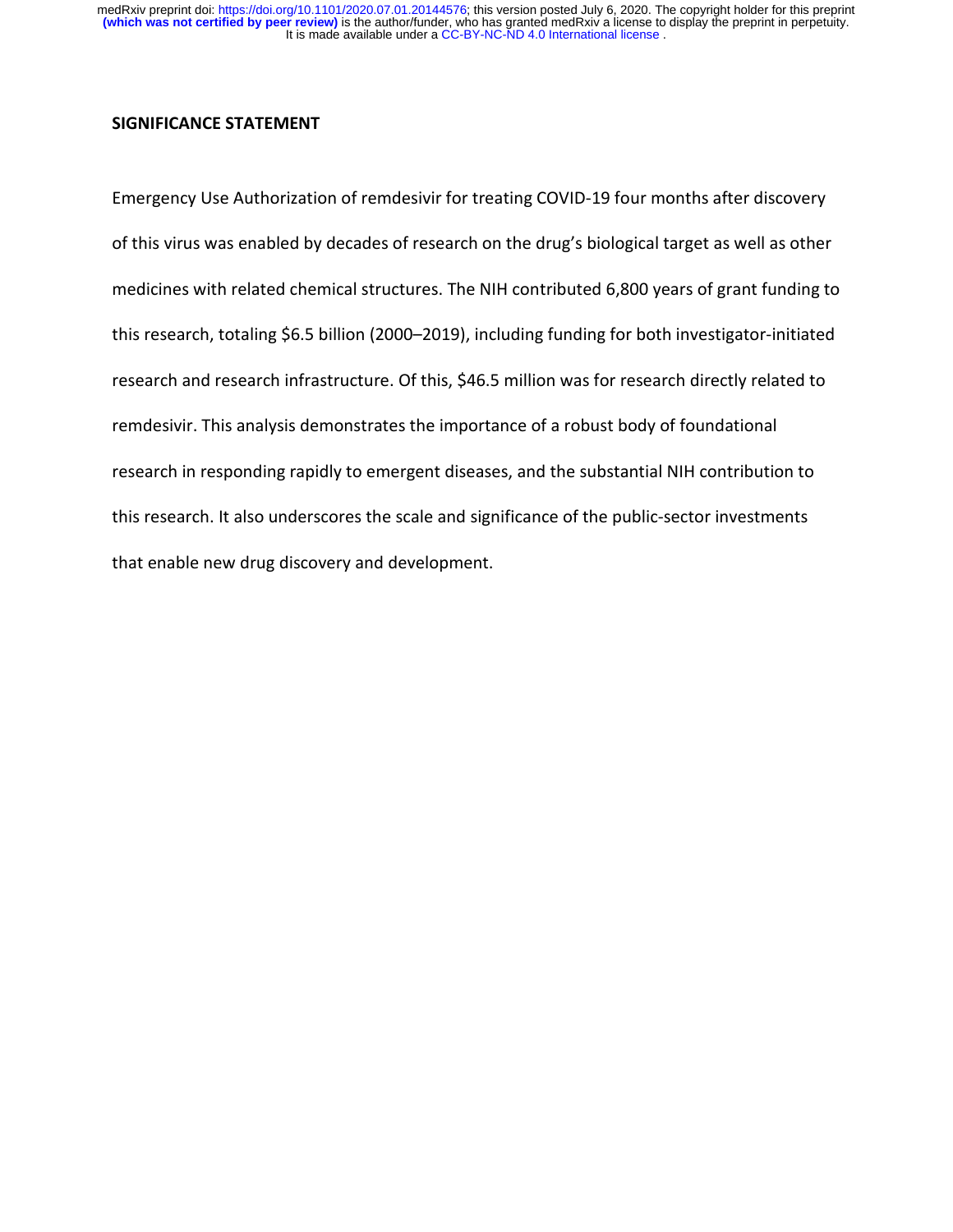## SIGNIFICANCE STATEMENT

Emergency Use Authorization of remdesivir for treating COVID-19 four months after discovery of this virus was enabled by decades of research on the drug's biological target as well as other medicines with related chemical structures. The NIH contributed 6,800 years of grant funding to this research, totaling $6.5 billion (2000–2019), including funding for both investigator-initiated research and research infrastructure. Of this, $46.5 million was for research directly related to remdesivir. This analysis demonstrates the importance of a robust body of foundational research in responding rapidly to emergent diseases, and the substantial NIH contribution to this research. It also underscores the scale and significance of the public-sector investments that enable new drug discovery and development.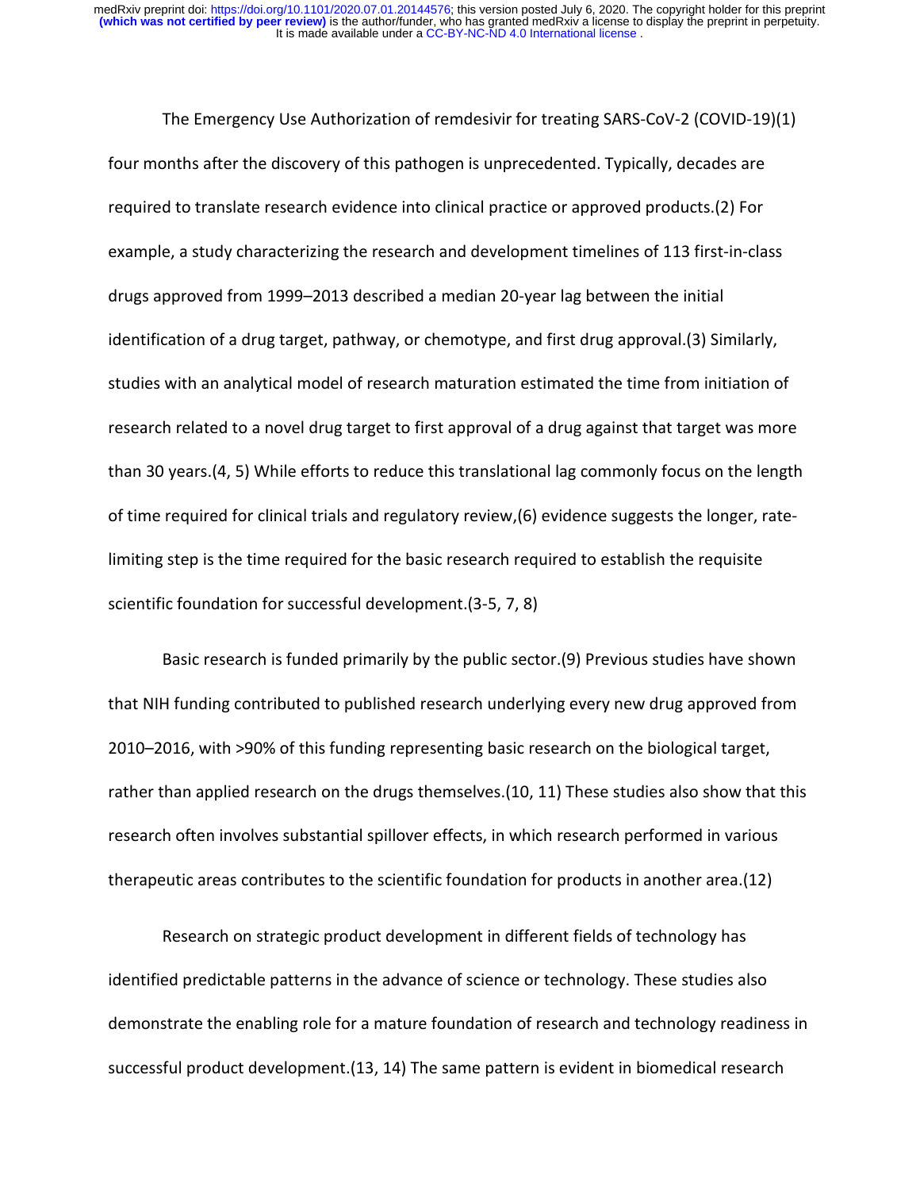The Emergency Use Authorization of remdesivir for treating SARS-CoV-2 (COVID-19)(1) four months after the discovery of this pathogen is unprecedented. Typically, decades are required to translate research evidence into clinical practice or approved products.(2) For example, a study characterizing the research and development timelines of 113 first-in-class drugs approved from 1999–2013 described a median 20-year lag between the initial identification of a drug target, pathway, or chemotype, and first drug approval.(3) Similarly, studies with an analytical model of research maturation estimated the time from initiation of research related to a novel drug target to first approval of a drug against that target was more than 30 years.(4, 5) While efforts to reduce this translational lag commonly focus on the length of time required for clinical trials and regulatory review,(6) evidence suggests the longer, rate-limiting step is the time required for the basic research required to establish the requisite scientific foundation for successful development.(3-5, 7, 8)

Basic research is funded primarily by the public sector.(9) Previous studies have shown that NIH funding contributed to published research underlying every new drug approved from 2010–2016, with >90% of this funding representing basic research on the biological target, rather than applied research on the drugs themselves.(10, 11) These studies also show that this research often involves substantial spillover effects, in which research performed in various therapeutic areas contributes to the scientific foundation for products in another area.(12)

Research on strategic product development in different fields of technology has identified predictable patterns in the advance of science or technology. These studies also demonstrate the enabling role for a mature foundation of research and technology readiness in successful product development.(13, 14) The same pattern is evident in biomedical research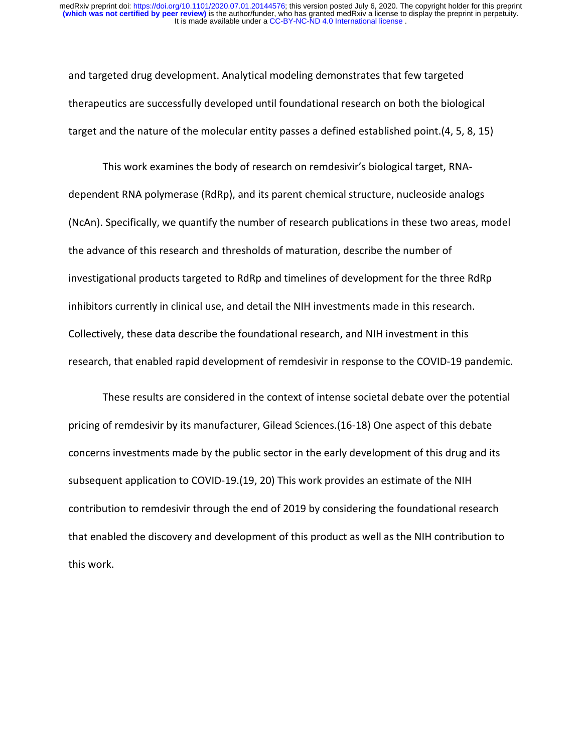and targeted drug development. Analytical modeling demonstrates that few targeted therapeutics are successfully developed until foundational research on both the biological target and the nature of the molecular entity passes a defined established point.(4, 5, 8, 15)

This work examines the body of research on remdesivir's biological target, RNA-dependent RNA polymerase (RdRp), and its parent chemical structure, nucleoside analogs (NcAn). Specifically, we quantify the number of research publications in these two areas, model the advance of this research and thresholds of maturation, describe the number of investigational products targeted to RdRp and timelines of development for the three RdRp inhibitors currently in clinical use, and detail the NIH investments made in this research. Collectively, these data describe the foundational research, and NIH investment in this research, that enabled rapid development of remdesivir in response to the COVID-19 pandemic.

These results are considered in the context of intense societal debate over the potential pricing of remdesivir by its manufacturer, Gilead Sciences.(16-18) One aspect of this debate concerns investments made by the public sector in the early development of this drug and its subsequent application to COVID-19.(19, 20) This work provides an estimate of the NIH contribution to remdesivir through the end of 2019 by considering the foundational research that enabled the discovery and development of this product as well as the NIH contribution to this work.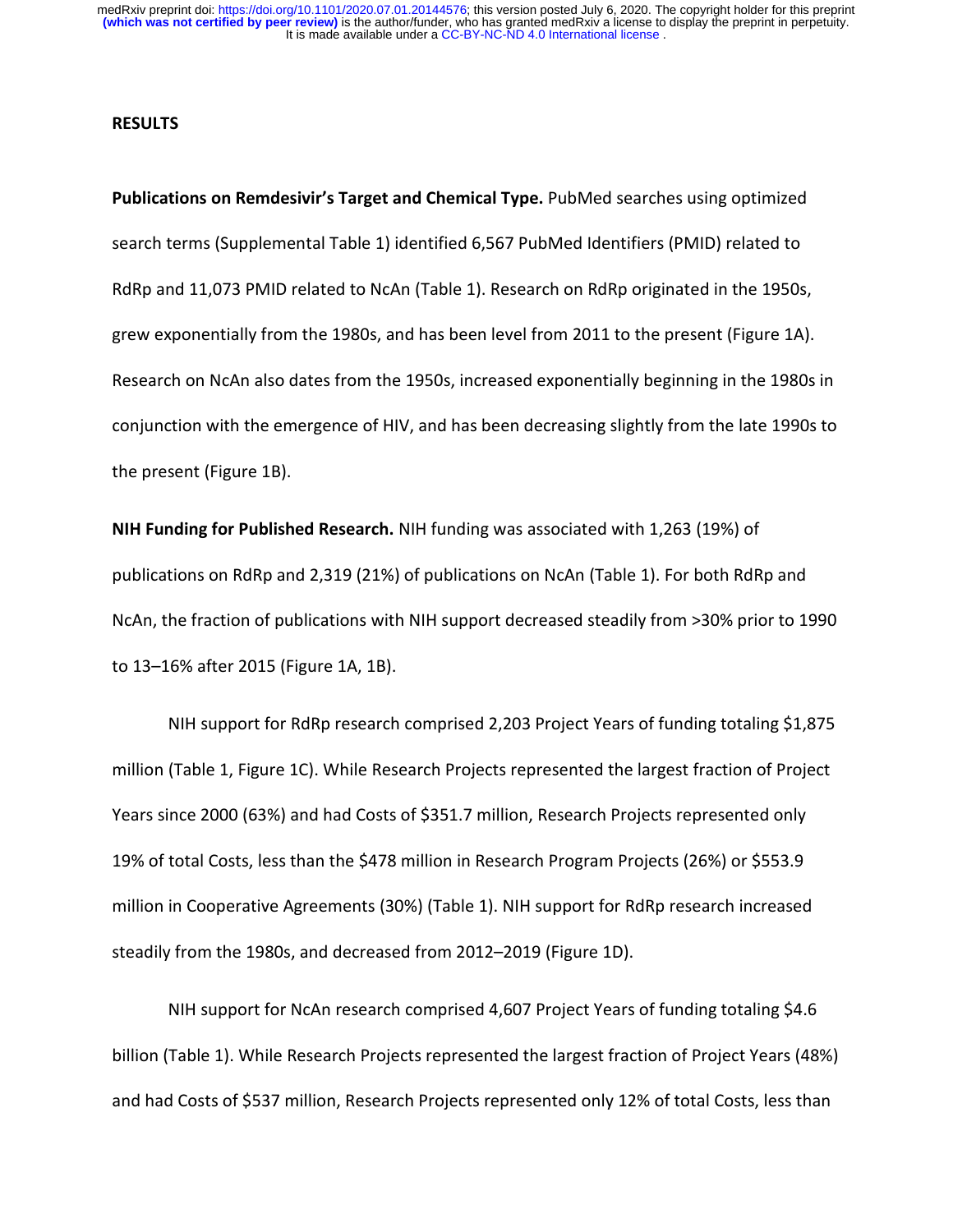## RESULTS

**Publications on Remdesivir's Target and Chemical Type.** PubMed searches using optimized search terms (Supplemental Table 1) identified 6,567 PubMed Identifiers (PMID) related to RdRp and 11,073 PMID related to NcAn (Table 1). Research on RdRp originated in the 1950s, grew exponentially from the 1980s, and has been level from 2011 to the present (Figure 1A). Research on NcAn also dates from the 1950s, increased exponentially beginning in the 1980s in conjunction with the emergence of HIV, and has been decreasing slightly from the late 1990s to the present (Figure 1B).

**NIH Funding for Published Research.** NIH funding was associated with 1,263 (19%) of publications on RdRp and 2,319 (21%) of publications on NcAn (Table 1). For both RdRp and NcAn, the fraction of publications with NIH support decreased steadily from >30% prior to 1990 to 13–16% after 2015 (Figure 1A, 1B).

NIH support for RdRp research comprised 2,203 Project Years of funding totaling $1,875 million (Table 1, Figure 1C). While Research Projects represented the largest fraction of Project Years since 2000 (63%) and had Costs of $351.7 million, Research Projects represented only 19% of total Costs, less than the $478 million in Research Program Projects (26%) or $553.9 million in Cooperative Agreements (30%) (Table 1). NIH support for RdRp research increased steadily from the 1980s, and decreased from 2012–2019 (Figure 1D).

NIH support for NcAn research comprised 4,607 Project Years of funding totaling $4.6 billion (Table 1). While Research Projects represented the largest fraction of Project Years (48%) and had Costs of $537 million, Research Projects represented only 12% of total Costs, less than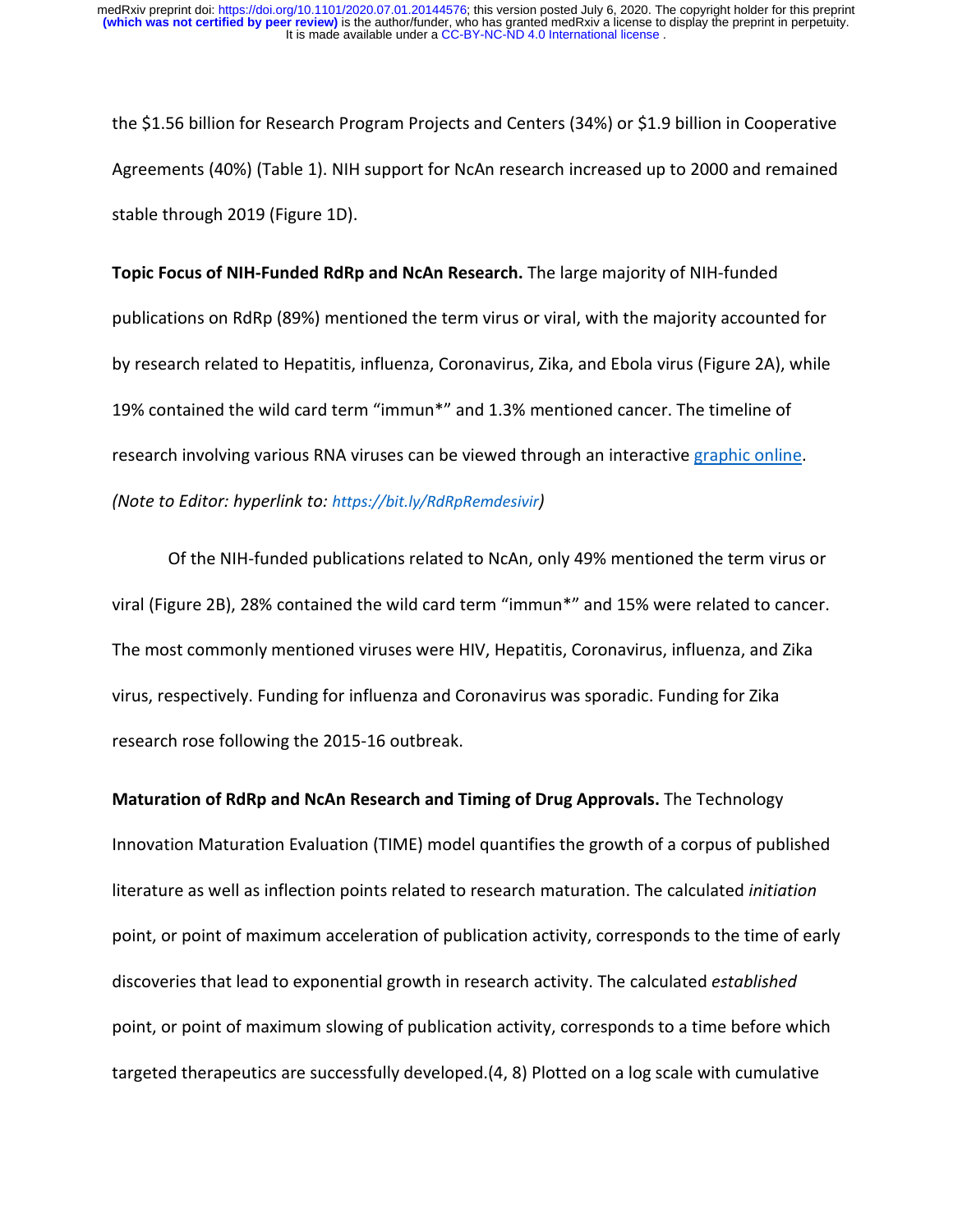the $1.56 billion for Research Program Projects and Centers (34%) or $1.9 billion in Cooperative Agreements (40%) (Table 1). NIH support for NcAn research increased up to 2000 and remained stable through 2019 (Figure 1D).

**Topic Focus of NIH-Funded RdRp and NcAn Research.** The large majority of NIH-funded publications on RdRp (89%) mentioned the term virus or viral, with the majority accounted for by research related to Hepatitis, influenza, Coronavirus, Zika, and Ebola virus (Figure 2A), while 19% contained the wild card term "immun*" and 1.3% mentioned cancer. The timeline of research involving various RNA viruses can be viewed through an interactive graphic online. *(Note to Editor: hyperlink to: https://bit.ly/RdRpRemdesivir)*

Of the NIH-funded publications related to NcAn, only 49% mentioned the term virus or viral (Figure 2B), 28% contained the wild card term "immun*" and 15% were related to cancer. The most commonly mentioned viruses were HIV, Hepatitis, Coronavirus, influenza, and Zika virus, respectively. Funding for influenza and Coronavirus was sporadic. Funding for Zika research rose following the 2015-16 outbreak.

**Maturation of RdRp and NcAn Research and Timing of Drug Approvals.** The Technology Innovation Maturation Evaluation (TIME) model quantifies the growth of a corpus of published literature as well as inflection points related to research maturation. The calculated *initiation* point, or point of maximum acceleration of publication activity, corresponds to the time of early discoveries that lead to exponential growth in research activity. The calculated *established* point, or point of maximum slowing of publication activity, corresponds to a time before which targeted therapeutics are successfully developed.(4, 8) Plotted on a log scale with cumulative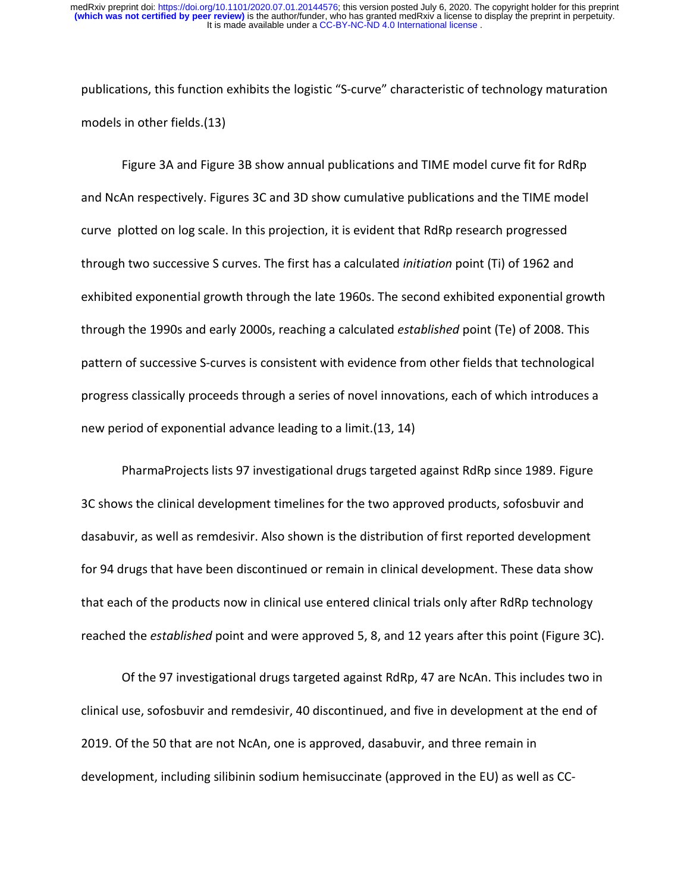publications, this function exhibits the logistic "S-curve" characteristic of technology maturation models in other fields.(13)

Figure 3A and Figure 3B show annual publications and TIME model curve fit for RdRp and NcAn respectively. Figures 3C and 3D show cumulative publications and the TIME model curve plotted on log scale. In this projection, it is evident that RdRp research progressed through two successive S curves. The first has a calculated *initiation* point (Ti) of 1962 and exhibited exponential growth through the late 1960s. The second exhibited exponential growth through the 1990s and early 2000s, reaching a calculated *established* point (Te) of 2008. This pattern of successive S-curves is consistent with evidence from other fields that technological progress classically proceeds through a series of novel innovations, each of which introduces a new period of exponential advance leading to a limit.(13, 14)

PharmaProjects lists 97 investigational drugs targeted against RdRp since 1989. Figure 3C shows the clinical development timelines for the two approved products, sofosbuvir and dasabuvir, as well as remdesivir. Also shown is the distribution of first reported development for 94 drugs that have been discontinued or remain in clinical development. These data show that each of the products now in clinical use entered clinical trials only after RdRp technology reached the *established* point and were approved 5, 8, and 12 years after this point (Figure 3C).

Of the 97 investigational drugs targeted against RdRp, 47 are NcAn. This includes two in clinical use, sofosbuvir and remdesivir, 40 discontinued, and five in development at the end of 2019. Of the 50 that are not NcAn, one is approved, dasabuvir, and three remain in development, including silibinin sodium hemisuccinate (approved in the EU) as well as CC-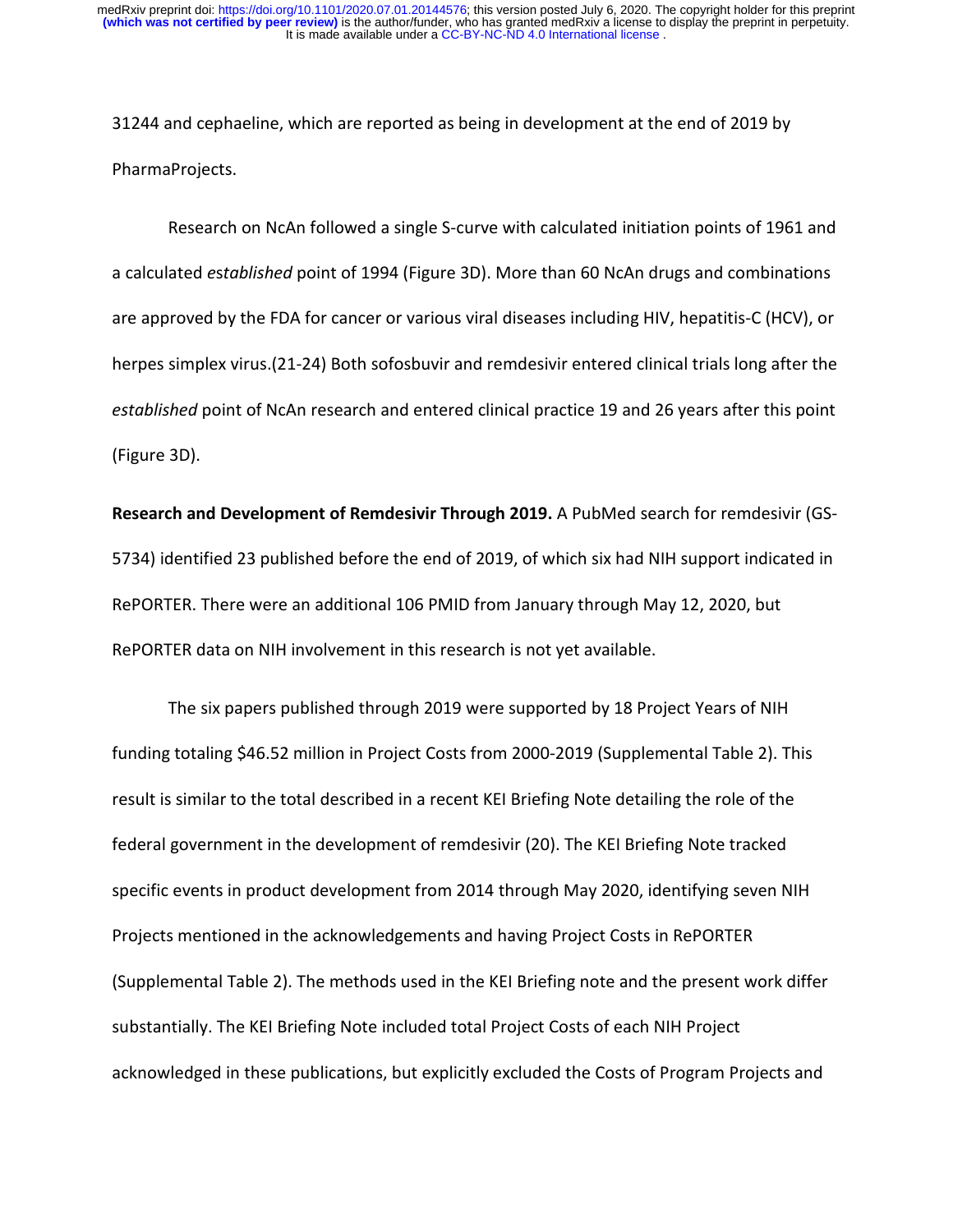31244 and cephaeline, which are reported as being in development at the end of 2019 by PharmaProjects.

Research on NcAn followed a single S-curve with calculated initiation points of 1961 and a calculated *established* point of 1994 (Figure 3D). More than 60 NcAn drugs and combinations are approved by the FDA for cancer or various viral diseases including HIV, hepatitis-C (HCV), or herpes simplex virus.(21-24) Both sofosbuvir and remdesivir entered clinical trials long after the *established* point of NcAn research and entered clinical practice 19 and 26 years after this point (Figure 3D).

**Research and Development of Remdesivir Through 2019.** A PubMed search for remdesivir (GS-5734) identified 23 published before the end of 2019, of which six had NIH support indicated in RePORTER. There were an additional 106 PMID from January through May 12, 2020, but RePORTER data on NIH involvement in this research is not yet available.

The six papers published through 2019 were supported by 18 Project Years of NIH funding totaling $46.52 million in Project Costs from 2000-2019 (Supplemental Table 2). This result is similar to the total described in a recent KEI Briefing Note detailing the role of the federal government in the development of remdesivir (20). The KEI Briefing Note tracked specific events in product development from 2014 through May 2020, identifying seven NIH Projects mentioned in the acknowledgements and having Project Costs in RePORTER (Supplemental Table 2). The methods used in the KEI Briefing note and the present work differ substantially. The KEI Briefing Note included total Project Costs of each NIH Project acknowledged in these publications, but explicitly excluded the Costs of Program Projects and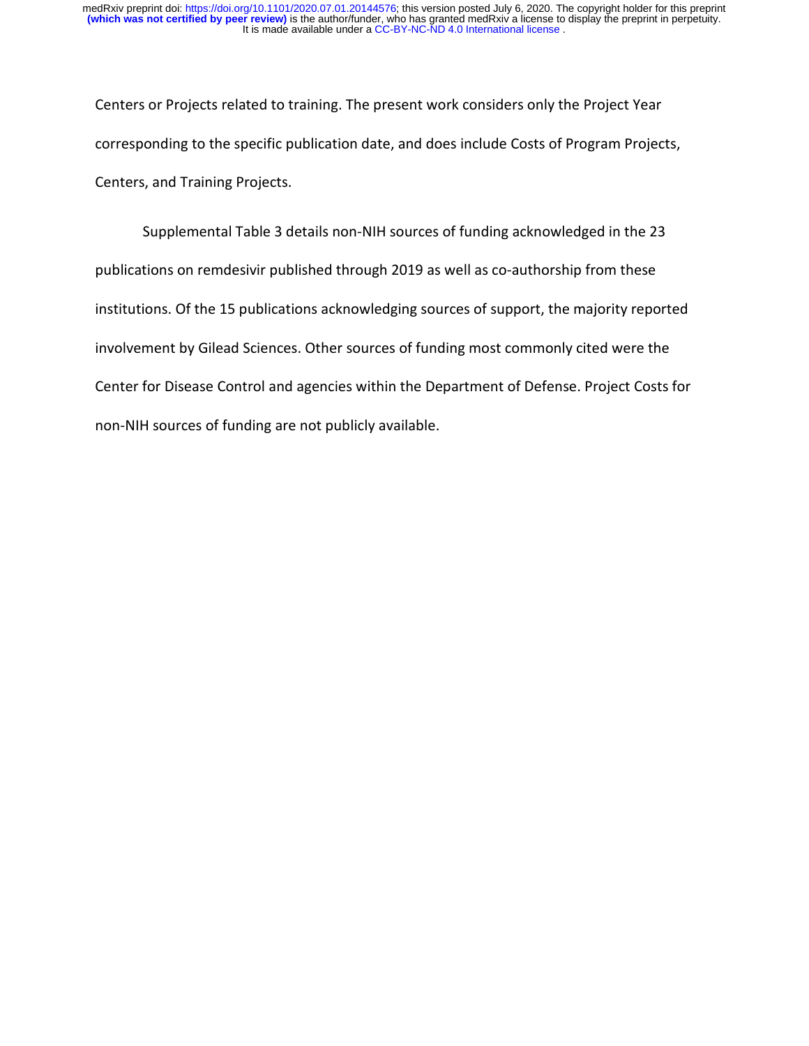Centers or Projects related to training. The present work considers only the Project Year corresponding to the specific publication date, and does include Costs of Program Projects, Centers, and Training Projects.

Supplemental Table 3 details non-NIH sources of funding acknowledged in the 23 publications on remdesivir published through 2019 as well as co-authorship from these institutions. Of the 15 publications acknowledging sources of support, the majority reported involvement by Gilead Sciences. Other sources of funding most commonly cited were the Center for Disease Control and agencies within the Department of Defense. Project Costs for non-NIH sources of funding are not publicly available.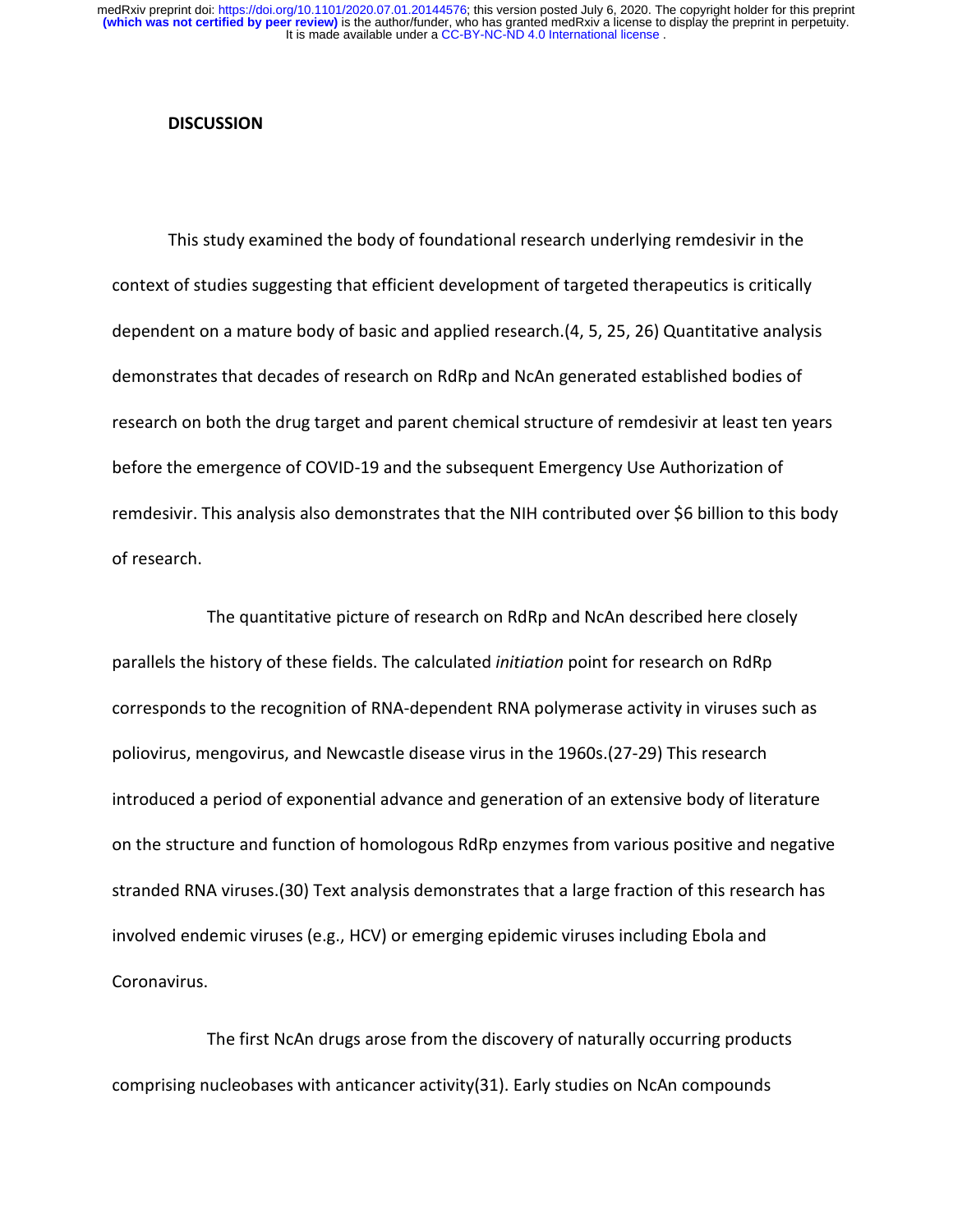## DISCUSSION

This study examined the body of foundational research underlying remdesivir in the context of studies suggesting that efficient development of targeted therapeutics is critically dependent on a mature body of basic and applied research.(4, 5, 25, 26) Quantitative analysis demonstrates that decades of research on RdRp and NcAn generated established bodies of research on both the drug target and parent chemical structure of remdesivir at least ten years before the emergence of COVID-19 and the subsequent Emergency Use Authorization of remdesivir. This analysis also demonstrates that the NIH contributed over $6 billion to this body of research.

The quantitative picture of research on RdRp and NcAn described here closely parallels the history of these fields. The calculated *initiation* point for research on RdRp corresponds to the recognition of RNA-dependent RNA polymerase activity in viruses such as poliovirus, mengovirus, and Newcastle disease virus in the 1960s.(27-29) This research introduced a period of exponential advance and generation of an extensive body of literature on the structure and function of homologous RdRp enzymes from various positive and negative stranded RNA viruses.(30) Text analysis demonstrates that a large fraction of this research has involved endemic viruses (e.g., HCV) or emerging epidemic viruses including Ebola and Coronavirus.

The first NcAn drugs arose from the discovery of naturally occurring products comprising nucleobases with anticancer activity(31). Early studies on NcAn compounds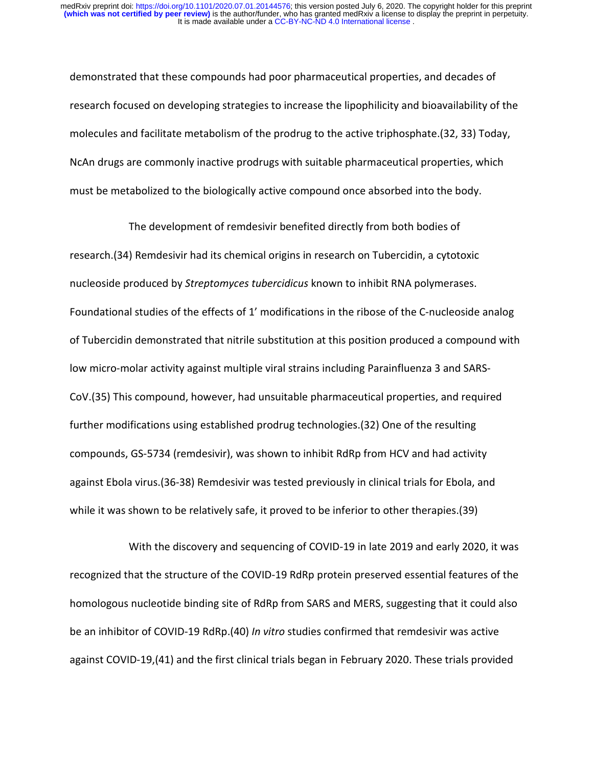demonstrated that these compounds had poor pharmaceutical properties, and decades of research focused on developing strategies to increase the lipophilicity and bioavailability of the molecules and facilitate metabolism of the prodrug to the active triphosphate.(32, 33) Today, NcAn drugs are commonly inactive prodrugs with suitable pharmaceutical properties, which must be metabolized to the biologically active compound once absorbed into the body.

The development of remdesivir benefited directly from both bodies of research.(34) Remdesivir had its chemical origins in research on Tubercidin, a cytotoxic nucleoside produced by *Streptomyces tubercidicus* known to inhibit RNA polymerases. Foundational studies of the effects of 1' modifications in the ribose of the C-nucleoside analog of Tubercidin demonstrated that nitrile substitution at this position produced a compound with low micro-molar activity against multiple viral strains including Parainfluenza 3 and SARS-CoV.(35) This compound, however, had unsuitable pharmaceutical properties, and required further modifications using established prodrug technologies.(32) One of the resulting compounds, GS-5734 (remdesivir), was shown to inhibit RdRp from HCV and had activity against Ebola virus.(36-38) Remdesivir was tested previously in clinical trials for Ebola, and while it was shown to be relatively safe, it proved to be inferior to other therapies.(39)

With the discovery and sequencing of COVID-19 in late 2019 and early 2020, it was recognized that the structure of the COVID-19 RdRp protein preserved essential features of the homologous nucleotide binding site of RdRp from SARS and MERS, suggesting that it could also be an inhibitor of COVID-19 RdRp.(40) *In vitro* studies confirmed that remdesivir was active against COVID-19,(41) and the first clinical trials began in February 2020. These trials provided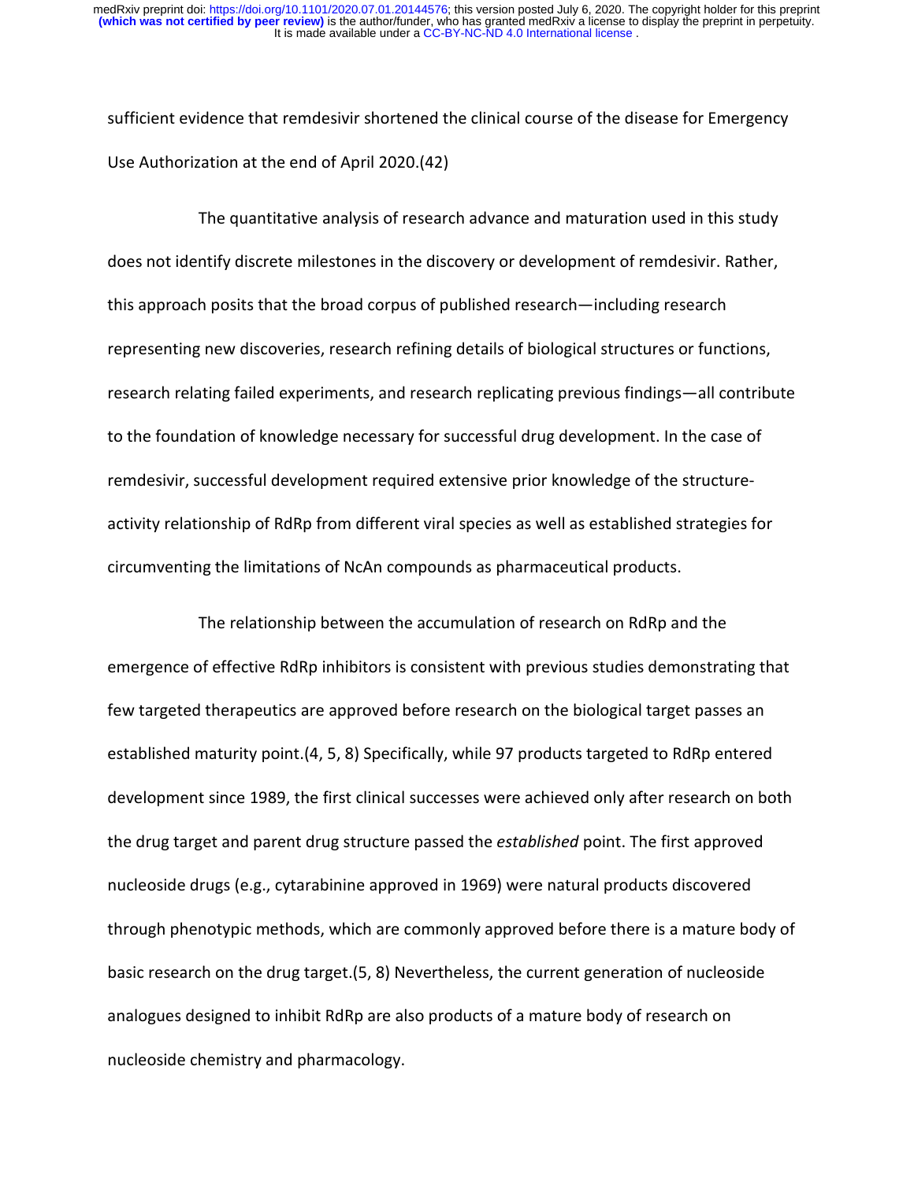sufficient evidence that remdesivir shortened the clinical course of the disease for Emergency Use Authorization at the end of April 2020.(42)

The quantitative analysis of research advance and maturation used in this study does not identify discrete milestones in the discovery or development of remdesivir. Rather, this approach posits that the broad corpus of published research—including research representing new discoveries, research refining details of biological structures or functions, research relating failed experiments, and research replicating previous findings—all contribute to the foundation of knowledge necessary for successful drug development. In the case of remdesivir, successful development required extensive prior knowledge of the structure-activity relationship of RdRp from different viral species as well as established strategies for circumventing the limitations of NcAn compounds as pharmaceutical products.

The relationship between the accumulation of research on RdRp and the emergence of effective RdRp inhibitors is consistent with previous studies demonstrating that few targeted therapeutics are approved before research on the biological target passes an established maturity point.(4, 5, 8) Specifically, while 97 products targeted to RdRp entered development since 1989, the first clinical successes were achieved only after research on both the drug target and parent drug structure passed the *established* point. The first approved nucleoside drugs (e.g., cytarabinine approved in 1969) were natural products discovered through phenotypic methods, which are commonly approved before there is a mature body of basic research on the drug target.(5, 8) Nevertheless, the current generation of nucleoside analogues designed to inhibit RdRp are also products of a mature body of research on nucleoside chemistry and pharmacology.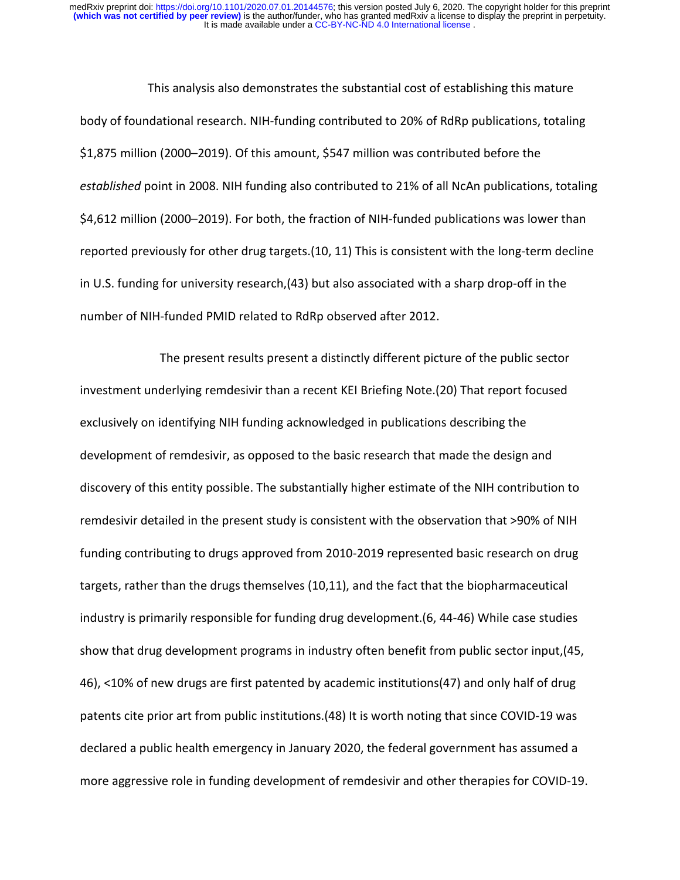This analysis also demonstrates the substantial cost of establishing this mature body of foundational research. NIH-funding contributed to 20% of RdRp publications, totaling \$1,875 million (2000–2019). Of this amount, \$547 million was contributed before the *established* point in 2008. NIH funding also contributed to 21% of all NcAn publications, totaling \$4,612 million (2000–2019). For both, the fraction of NIH-funded publications was lower than reported previously for other drug targets.(10, 11) This is consistent with the long-term decline in U.S. funding for university research,(43) but also associated with a sharp drop-off in the number of NIH-funded PMID related to RdRp observed after 2012.

The present results present a distinctly different picture of the public sector investment underlying remdesivir than a recent KEI Briefing Note.(20) That report focused exclusively on identifying NIH funding acknowledged in publications describing the development of remdesivir, as opposed to the basic research that made the design and discovery of this entity possible. The substantially higher estimate of the NIH contribution to remdesivir detailed in the present study is consistent with the observation that >90% of NIH funding contributing to drugs approved from 2010-2019 represented basic research on drug targets, rather than the drugs themselves (10,11), and the fact that the biopharmaceutical industry is primarily responsible for funding drug development.(6, 44-46) While case studies show that drug development programs in industry often benefit from public sector input,(45, 46), <10% of new drugs are first patented by academic institutions(47) and only half of drug patents cite prior art from public institutions.(48) It is worth noting that since COVID-19 was declared a public health emergency in January 2020, the federal government has assumed a more aggressive role in funding development of remdesivir and other therapies for COVID-19.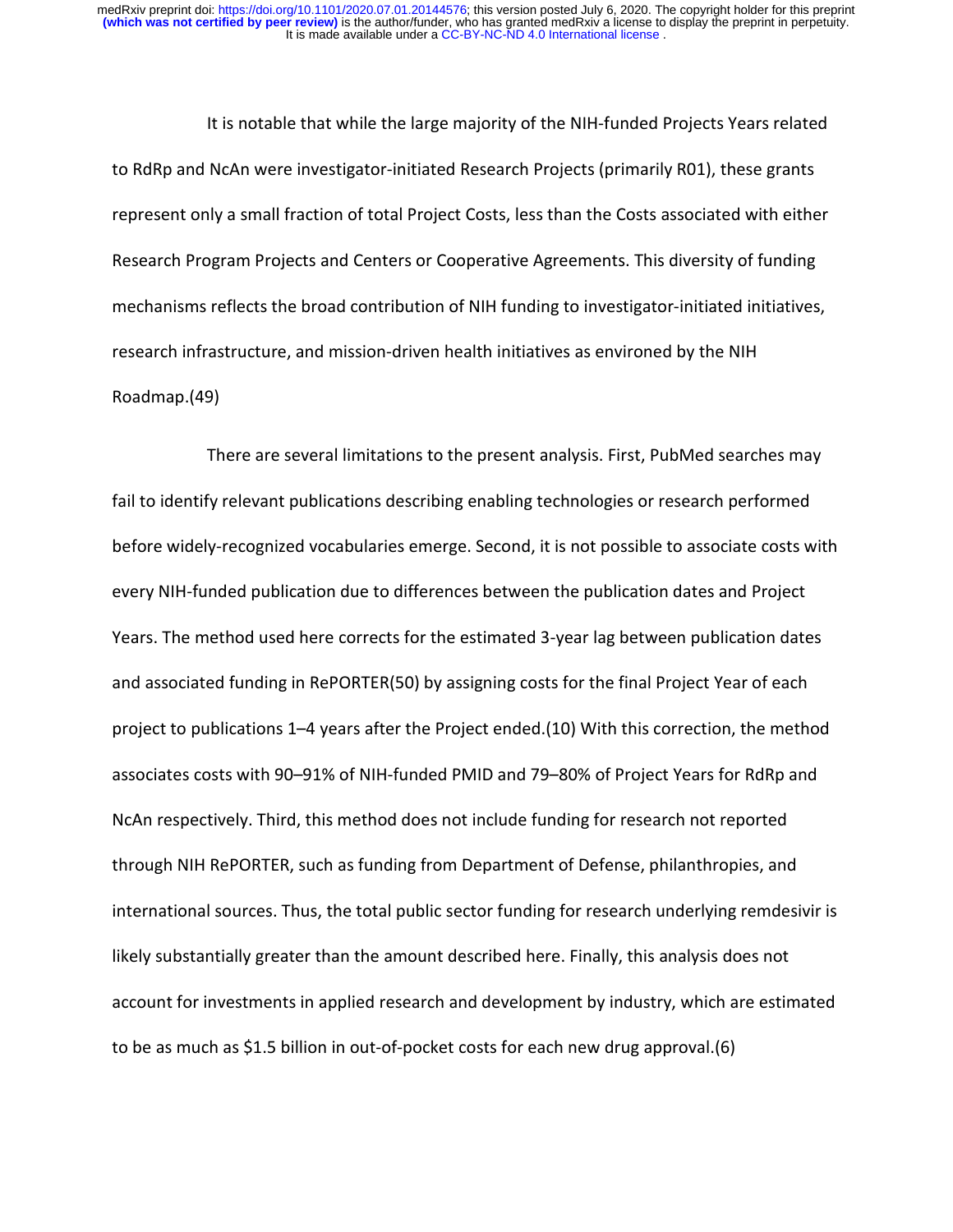It is notable that while the large majority of the NIH-funded Projects Years related to RdRp and NcAn were investigator-initiated Research Projects (primarily R01), these grants represent only a small fraction of total Project Costs, less than the Costs associated with either Research Program Projects and Centers or Cooperative Agreements. This diversity of funding mechanisms reflects the broad contribution of NIH funding to investigator-initiated initiatives, research infrastructure, and mission-driven health initiatives as environed by the NIH Roadmap.(49)

There are several limitations to the present analysis. First, PubMed searches may fail to identify relevant publications describing enabling technologies or research performed before widely-recognized vocabularies emerge. Second, it is not possible to associate costs with every NIH-funded publication due to differences between the publication dates and Project Years. The method used here corrects for the estimated 3-year lag between publication dates and associated funding in RePORTER(50) by assigning costs for the final Project Year of each project to publications 1–4 years after the Project ended.(10) With this correction, the method associates costs with 90–91% of NIH-funded PMID and 79–80% of Project Years for RdRp and NcAn respectively. Third, this method does not include funding for research not reported through NIH RePORTER, such as funding from Department of Defense, philanthropies, and international sources. Thus, the total public sector funding for research underlying remdesivir is likely substantially greater than the amount described here. Finally, this analysis does not account for investments in applied research and development by industry, which are estimated to be as much as $1.5 billion in out-of-pocket costs for each new drug approval.(6)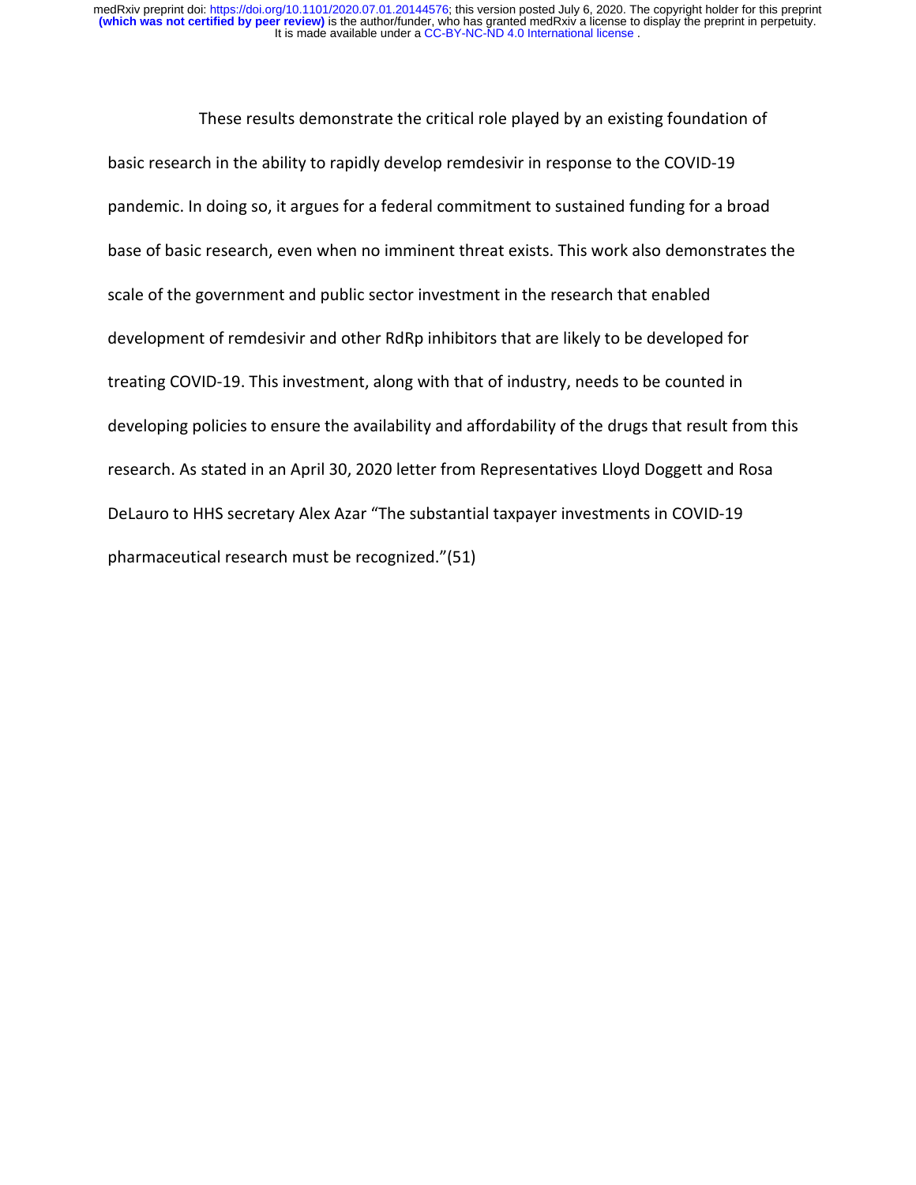These results demonstrate the critical role played by an existing foundation of basic research in the ability to rapidly develop remdesivir in response to the COVID-19 pandemic. In doing so, it argues for a federal commitment to sustained funding for a broad base of basic research, even when no imminent threat exists. This work also demonstrates the scale of the government and public sector investment in the research that enabled development of remdesivir and other RdRp inhibitors that are likely to be developed for treating COVID-19. This investment, along with that of industry, needs to be counted in developing policies to ensure the availability and affordability of the drugs that result from this research. As stated in an April 30, 2020 letter from Representatives Lloyd Doggett and Rosa DeLauro to HHS secretary Alex Azar "The substantial taxpayer investments in COVID-19 pharmaceutical research must be recognized."(51)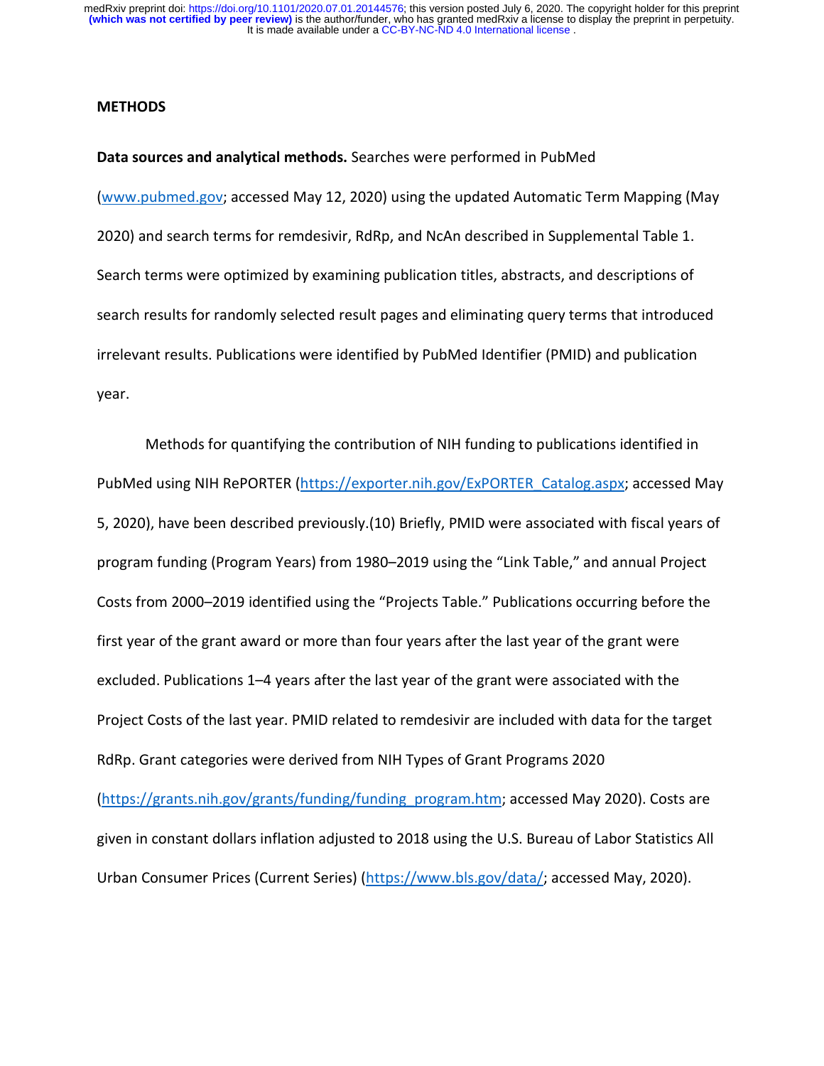## METHODS

**Data sources and analytical methods.** Searches were performed in PubMed (www.pubmed.gov; accessed May 12, 2020) using the updated Automatic Term Mapping (May 2020) and search terms for remdesivir, RdRp, and NcAn described in Supplemental Table 1. Search terms were optimized by examining publication titles, abstracts, and descriptions of search results for randomly selected result pages and eliminating query terms that introduced irrelevant results. Publications were identified by PubMed Identifier (PMID) and publication year.

Methods for quantifying the contribution of NIH funding to publications identified in PubMed using NIH RePORTER (https://exporter.nih.gov/ExPORTER_Catalog.aspx; accessed May 5, 2020), have been described previously.(10) Briefly, PMID were associated with fiscal years of program funding (Program Years) from 1980–2019 using the "Link Table," and annual Project Costs from 2000–2019 identified using the "Projects Table." Publications occurring before the first year of the grant award or more than four years after the last year of the grant were excluded. Publications 1–4 years after the last year of the grant were associated with the Project Costs of the last year. PMID related to remdesivir are included with data for the target RdRp. Grant categories were derived from NIH Types of Grant Programs 2020 (https://grants.nih.gov/grants/funding/funding_program.htm; accessed May 2020). Costs are given in constant dollars inflation adjusted to 2018 using the U.S. Bureau of Labor Statistics All Urban Consumer Prices (Current Series) (https://www.bls.gov/data/; accessed May, 2020).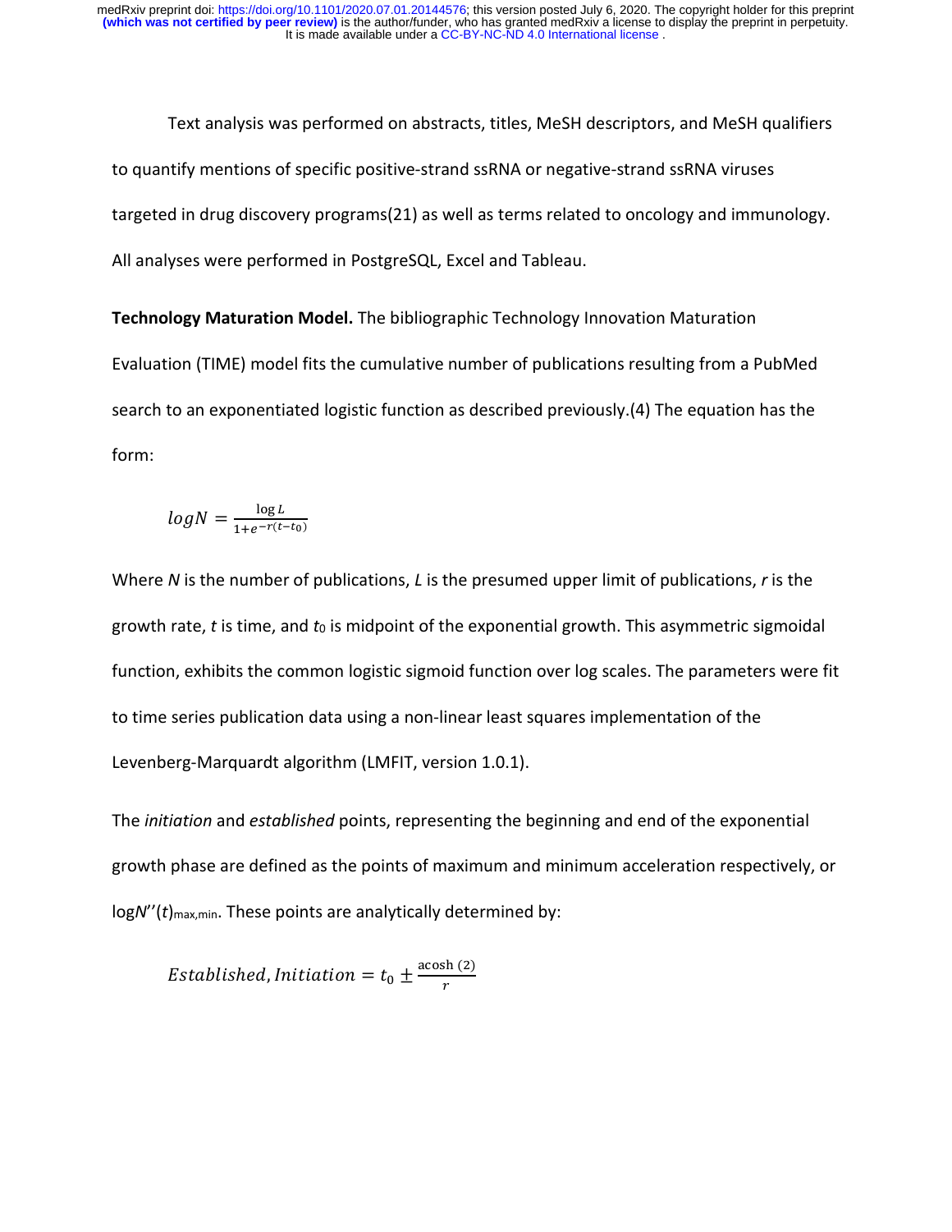Text analysis was performed on abstracts, titles, MeSH descriptors, and MeSH qualifiers to quantify mentions of specific positive-strand ssRNA or negative-strand ssRNA viruses targeted in drug discovery programs(21) as well as terms related to oncology and immunology. All analyses were performed in PostgreSQL, Excel and Tableau.

**Technology Maturation Model.** The bibliographic Technology Innovation Maturation Evaluation (TIME) model fits the cumulative number of publications resulting from a PubMed search to an exponentiated logistic function as described previously.(4) The equation has the form:

$$logN = \frac{\log L}{1+e^{-r(t-t_0)}}$$

Where *N* is the number of publications, *L* is the presumed upper limit of publications, *r* is the growth rate, *t* is time, and $t_0$ is midpoint of the exponential growth. This asymmetric sigmoidal function, exhibits the common logistic sigmoid function over log scales. The parameters were fit to time series publication data using a non-linear least squares implementation of the Levenberg-Marquardt algorithm (LMFIT, version 1.0.1).

The *initiation* and *established* points, representing the beginning and end of the exponential growth phase are defined as the points of maximum and minimum acceleration respectively, or $\log N''(t)_{max,min}$. These points are analytically determined by:

$$Established, Initiation = t_0 \pm \frac{\operatorname{acosh}(2)}{r}$$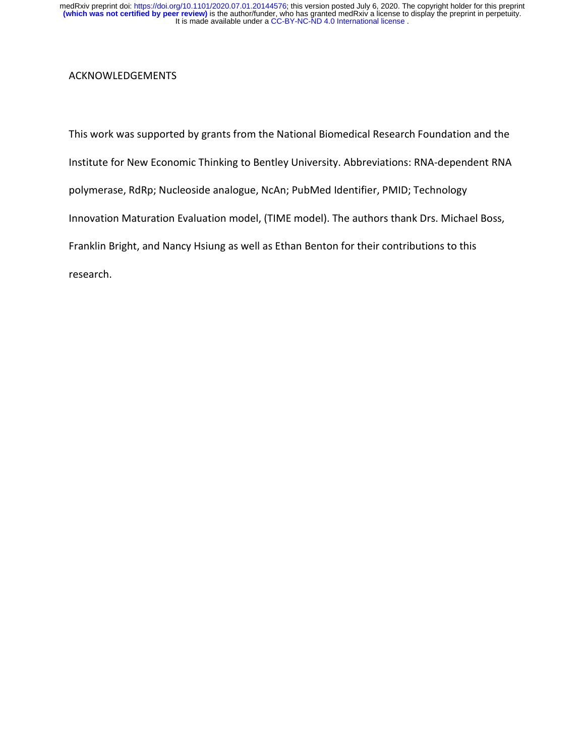## ACKNOWLEDGEMENTS

This work was supported by grants from the National Biomedical Research Foundation and the Institute for New Economic Thinking to Bentley University. Abbreviations: RNA-dependent RNA polymerase, RdRp; Nucleoside analogue, NcAn; PubMed Identifier, PMID; Technology Innovation Maturation Evaluation model, (TIME model). The authors thank Drs. Michael Boss, Franklin Bright, and Nancy Hsiung as well as Ethan Benton for their contributions to this research.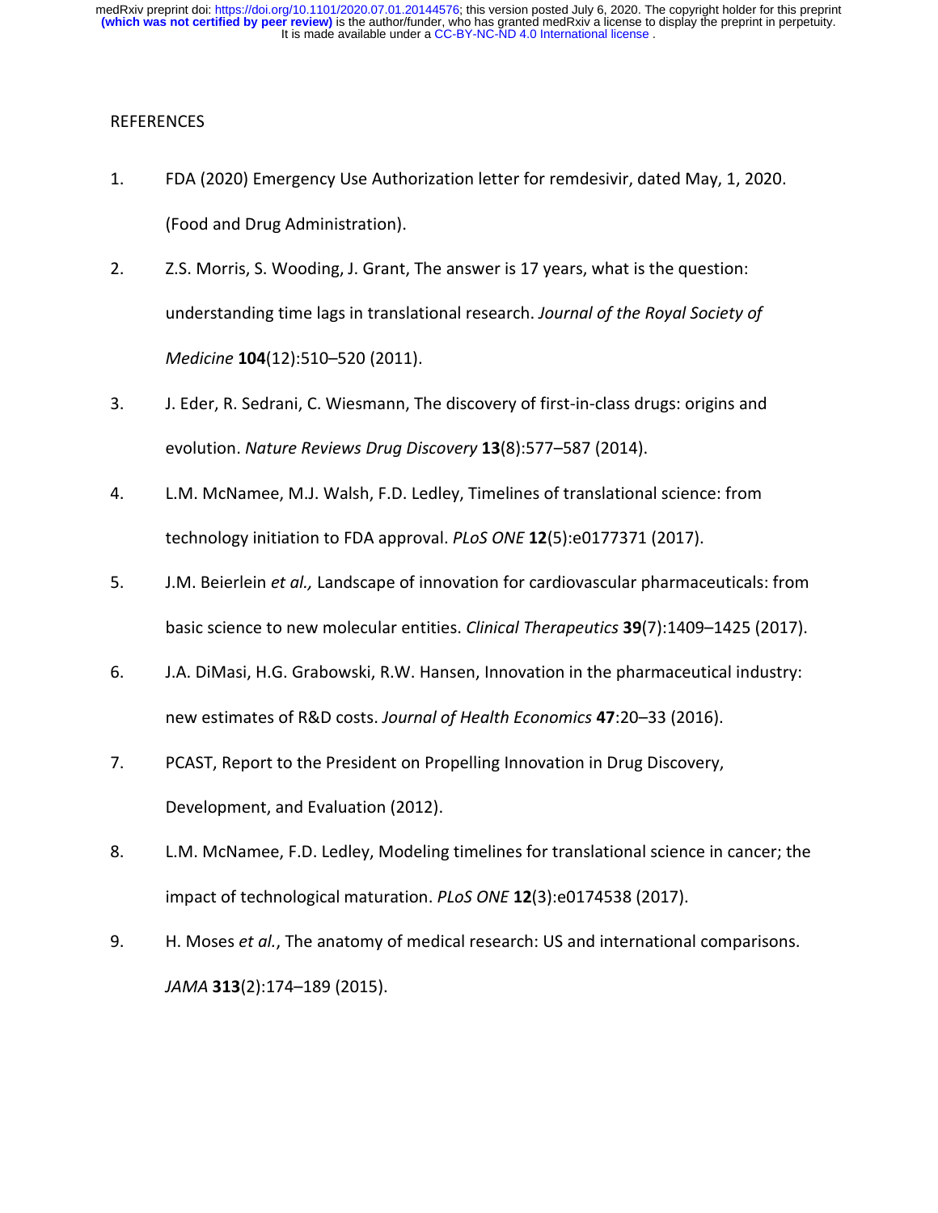REFERENCES

1. FDA (2020) Emergency Use Authorization letter for remdesivir, dated May, 1, 2020. (Food and Drug Administration).
2. Z.S. Morris, S. Wooding, J. Grant, The answer is 17 years, what is the question: understanding time lags in translational research. *Journal of the Royal Society of Medicine* **104**(12):510–520 (2011).
3. J. Eder, R. Sedrani, C. Wiesmann, The discovery of first-in-class drugs: origins and evolution. *Nature Reviews Drug Discovery* **13**(8):577–587 (2014).
4. L.M. McNamee, M.J. Walsh, F.D. Ledley, Timelines of translational science: from technology initiation to FDA approval. *PLoS ONE* **12**(5):e0177371 (2017).
5. J.M. Beierlein *et al.,* Landscape of innovation for cardiovascular pharmaceuticals: from basic science to new molecular entities. *Clinical Therapeutics* **39**(7):1409–1425 (2017).
6. J.A. DiMasi, H.G. Grabowski, R.W. Hansen, Innovation in the pharmaceutical industry: new estimates of R&D costs. *Journal of Health Economics* **47**:20–33 (2016).
7. PCAST, Report to the President on Propelling Innovation in Drug Discovery, Development, and Evaluation (2012).
8. L.M. McNamee, F.D. Ledley, Modeling timelines for translational science in cancer; the impact of technological maturation. *PLoS ONE* **12**(3):e0174538 (2017).
9. H. Moses *et al.*, The anatomy of medical research: US and international comparisons. *JAMA* **313**(2):174–189 (2015).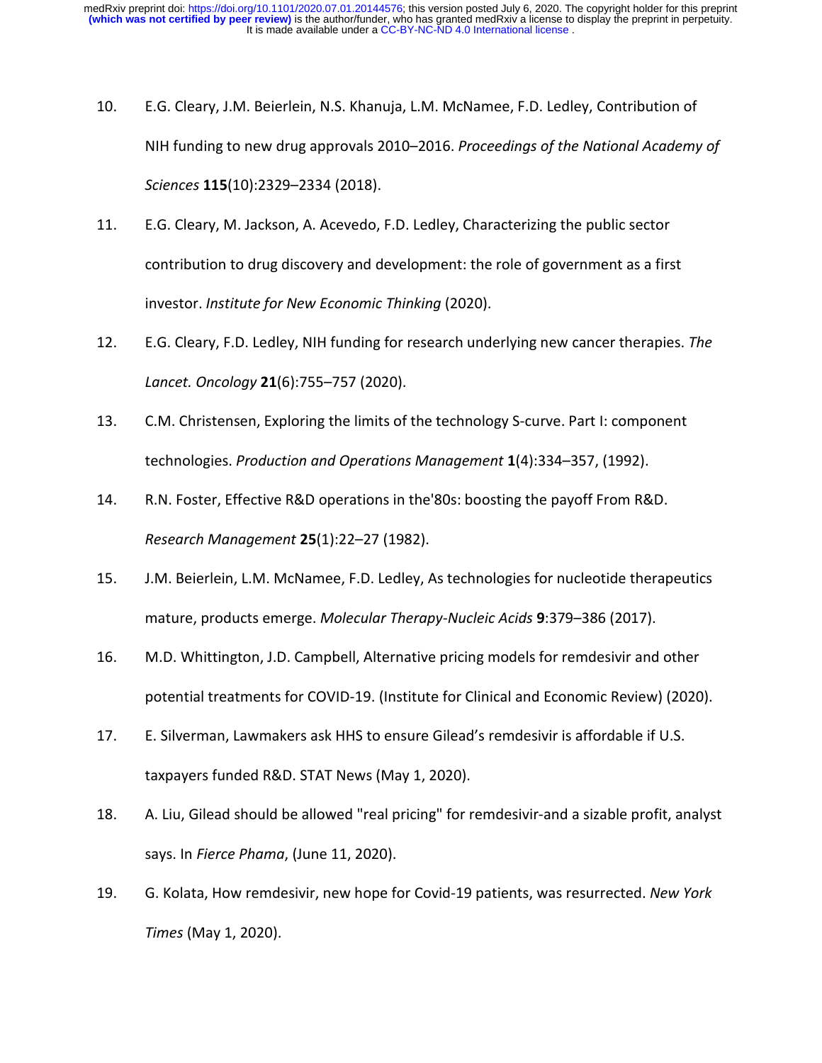10. E.G. Cleary, J.M. Beierlein, N.S. Khanuja, L.M. McNamee, F.D. Ledley, Contribution of NIH funding to new drug approvals 2010–2016. *Proceedings of the National Academy of Sciences* **115**(10):2329–2334 (2018).

11. E.G. Cleary, M. Jackson, A. Acevedo, F.D. Ledley, Characterizing the public sector contribution to drug discovery and development: the role of government as a first investor. *Institute for New Economic Thinking* (2020).

12. E.G. Cleary, F.D. Ledley, NIH funding for research underlying new cancer therapies. *The Lancet. Oncology* **21**(6):755–757 (2020).

13. C.M. Christensen, Exploring the limits of the technology S-curve. Part I: component technologies. *Production and Operations Management* **1**(4):334–357, (1992).

14. R.N. Foster, Effective R&D operations in the'80s: boosting the payoff From R&D. *Research Management* **25**(1):22–27 (1982).

15. J.M. Beierlein, L.M. McNamee, F.D. Ledley, As technologies for nucleotide therapeutics mature, products emerge. *Molecular Therapy-Nucleic Acids* **9**:379–386 (2017).

16. M.D. Whittington, J.D. Campbell, Alternative pricing models for remdesivir and other potential treatments for COVID-19. (Institute for Clinical and Economic Review) (2020).

17. E. Silverman, Lawmakers ask HHS to ensure Gilead's remdesivir is affordable if U.S. taxpayers funded R&D. STAT News (May 1, 2020).

18. A. Liu, Gilead should be allowed "real pricing" for remdesivir-and a sizable profit, analyst says. In *Fierce Phama*, (June 11, 2020).

19. G. Kolata, How remdesivir, new hope for Covid-19 patients, was resurrected. *New York Times* (May 1, 2020).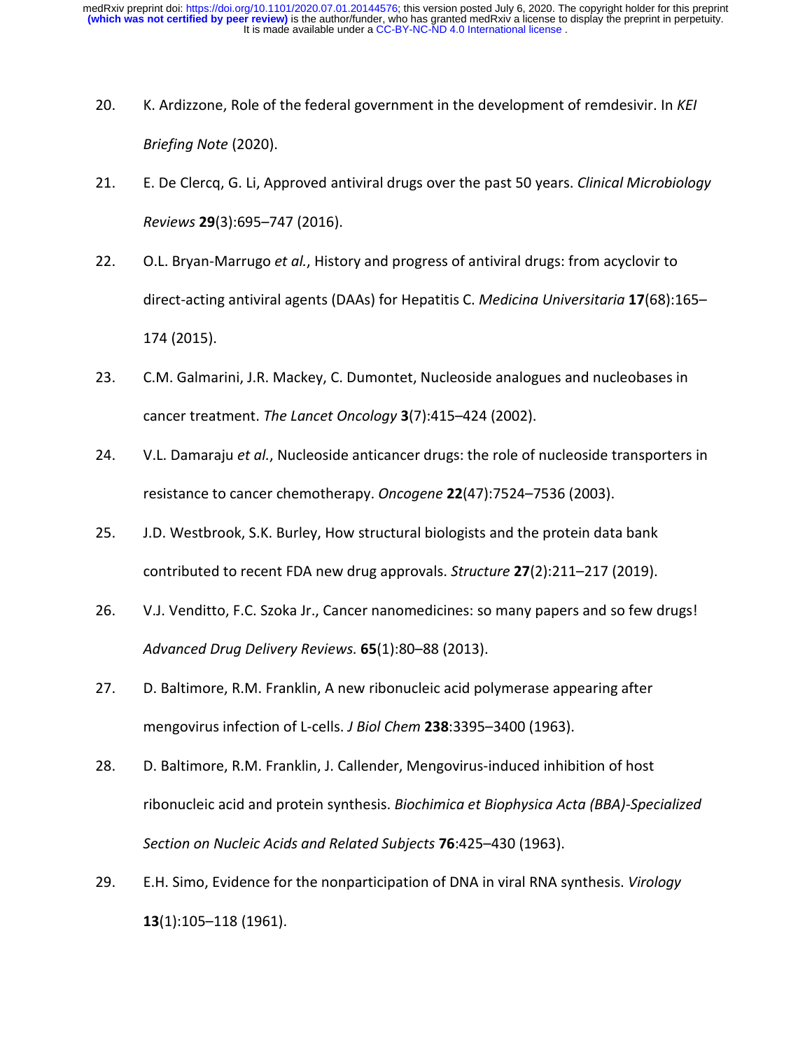20. K. Ardizzone, Role of the federal government in the development of remdesivir. In *KEI Briefing Note* (2020).

21. E. De Clercq, G. Li, Approved antiviral drugs over the past 50 years. *Clinical Microbiology Reviews* **29**(3):695–747 (2016).

22. O.L. Bryan-Marrugo *et al.*, History and progress of antiviral drugs: from acyclovir to direct-acting antiviral agents (DAAs) for Hepatitis C. *Medicina Universitaria* **17**(68):165–174 (2015).

23. C.M. Galmarini, J.R. Mackey, C. Dumontet, Nucleoside analogues and nucleobases in cancer treatment. *The Lancet Oncology* **3**(7):415–424 (2002).

24. V.L. Damaraju *et al.*, Nucleoside anticancer drugs: the role of nucleoside transporters in resistance to cancer chemotherapy. *Oncogene* **22**(47):7524–7536 (2003).

25. J.D. Westbrook, S.K. Burley, How structural biologists and the protein data bank contributed to recent FDA new drug approvals. *Structure* **27**(2):211–217 (2019).

26. V.J. Venditto, F.C. Szoka Jr., Cancer nanomedicines: so many papers and so few drugs! *Advanced Drug Delivery Reviews.* **65**(1):80–88 (2013).

27. D. Baltimore, R.M. Franklin, A new ribonucleic acid polymerase appearing after mengovirus infection of L-cells. *J Biol Chem* **238**:3395–3400 (1963).

28. D. Baltimore, R.M. Franklin, J. Callender, Mengovirus-induced inhibition of host ribonucleic acid and protein synthesis. *Biochimica et Biophysica Acta (BBA)-Specialized Section on Nucleic Acids and Related Subjects* **76**:425–430 (1963).

29. E.H. Simo, Evidence for the nonparticipation of DNA in viral RNA synthesis. *Virology* **13**(1):105–118 (1961).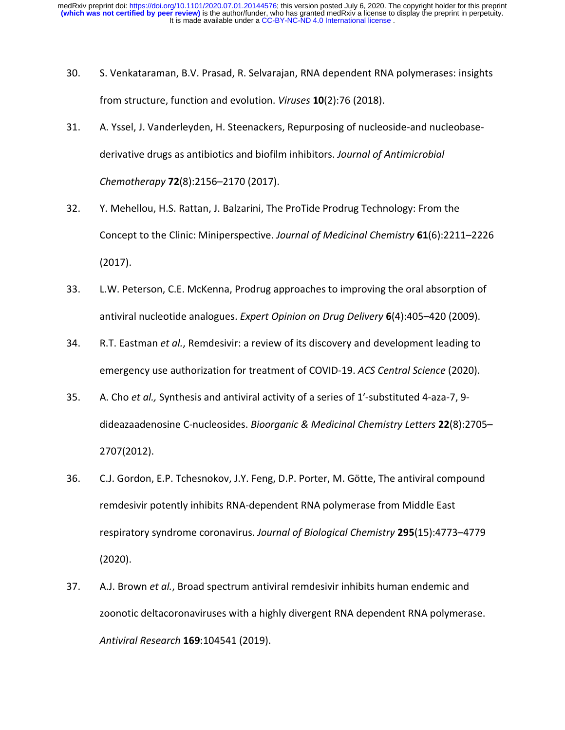30. S. Venkataraman, B.V. Prasad, R. Selvarajan, RNA dependent RNA polymerases: insights from structure, function and evolution. *Viruses* **10**(2):76 (2018).

31. A. Yssel, J. Vanderleyden, H. Steenackers, Repurposing of nucleoside-and nucleobase-derivative drugs as antibiotics and biofilm inhibitors. *Journal of Antimicrobial Chemotherapy* **72**(8):2156–2170 (2017).

32. Y. Mehellou, H.S. Rattan, J. Balzarini, The ProTide Prodrug Technology: From the Concept to the Clinic: Miniperspective. *Journal of Medicinal Chemistry* **61**(6):2211–2226 (2017).

33. L.W. Peterson, C.E. McKenna, Prodrug approaches to improving the oral absorption of antiviral nucleotide analogues. *Expert Opinion on Drug Delivery* **6**(4):405–420 (2009).

34. R.T. Eastman *et al.*, Remdesivir: a review of its discovery and development leading to emergency use authorization for treatment of COVID-19. *ACS Central Science* (2020).

35. A. Cho *et al.,* Synthesis and antiviral activity of a series of 1'-substituted 4-aza-7, 9-dideazaadenosine C-nucleosides. *Bioorganic & Medicinal Chemistry Letters* **22**(8):2705–2707(2012).

36. C.J. Gordon, E.P. Tchesnokov, J.Y. Feng, D.P. Porter, M. Götte, The antiviral compound remdesivir potently inhibits RNA-dependent RNA polymerase from Middle East respiratory syndrome coronavirus. *Journal of Biological Chemistry* **295**(15):4773–4779 (2020).

37. A.J. Brown *et al.*, Broad spectrum antiviral remdesivir inhibits human endemic and zoonotic deltacoronaviruses with a highly divergent RNA dependent RNA polymerase. *Antiviral Research* **169**:104541 (2019).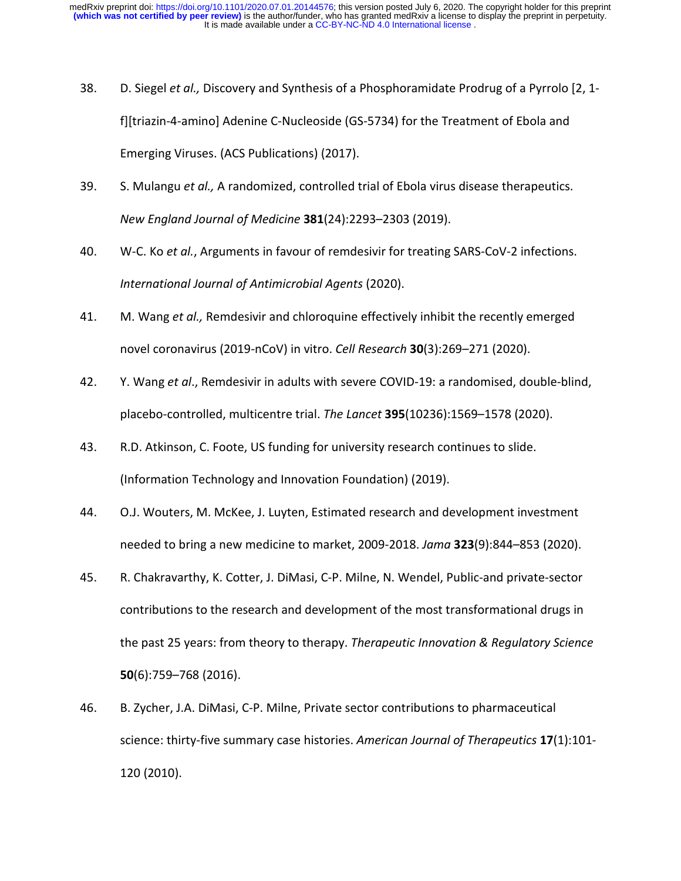38. D. Siegel *et al.,* Discovery and Synthesis of a Phosphoramidate Prodrug of a Pyrrolo [2, 1-f][triazin-4-amino] Adenine C-Nucleoside (GS-5734) for the Treatment of Ebola and Emerging Viruses. (ACS Publications) (2017).

39. S. Mulangu *et al.,* A randomized, controlled trial of Ebola virus disease therapeutics. *New England Journal of Medicine* **381**(24):2293–2303 (2019).

40. W-C. Ko *et al.*, Arguments in favour of remdesivir for treating SARS-CoV-2 infections. *International Journal of Antimicrobial Agents* (2020).

41. M. Wang *et al.,* Remdesivir and chloroquine effectively inhibit the recently emerged novel coronavirus (2019-nCoV) in vitro. *Cell Research* **30**(3):269–271 (2020).

42. Y. Wang *et al*., Remdesivir in adults with severe COVID-19: a randomised, double-blind, placebo-controlled, multicentre trial. *The Lancet* **395**(10236):1569–1578 (2020).

43. R.D. Atkinson, C. Foote, US funding for university research continues to slide. (Information Technology and Innovation Foundation) (2019).

44. O.J. Wouters, M. McKee, J. Luyten, Estimated research and development investment needed to bring a new medicine to market, 2009-2018. *Jama* **323**(9):844–853 (2020).

45. R. Chakravarthy, K. Cotter, J. DiMasi, C-P. Milne, N. Wendel, Public-and private-sector contributions to the research and development of the most transformational drugs in the past 25 years: from theory to therapy. *Therapeutic Innovation & Regulatory Science* **50**(6):759–768 (2016).

46. B. Zycher, J.A. DiMasi, C-P. Milne, Private sector contributions to pharmaceutical science: thirty-five summary case histories. *American Journal of Therapeutics* **17**(1):101-120 (2010).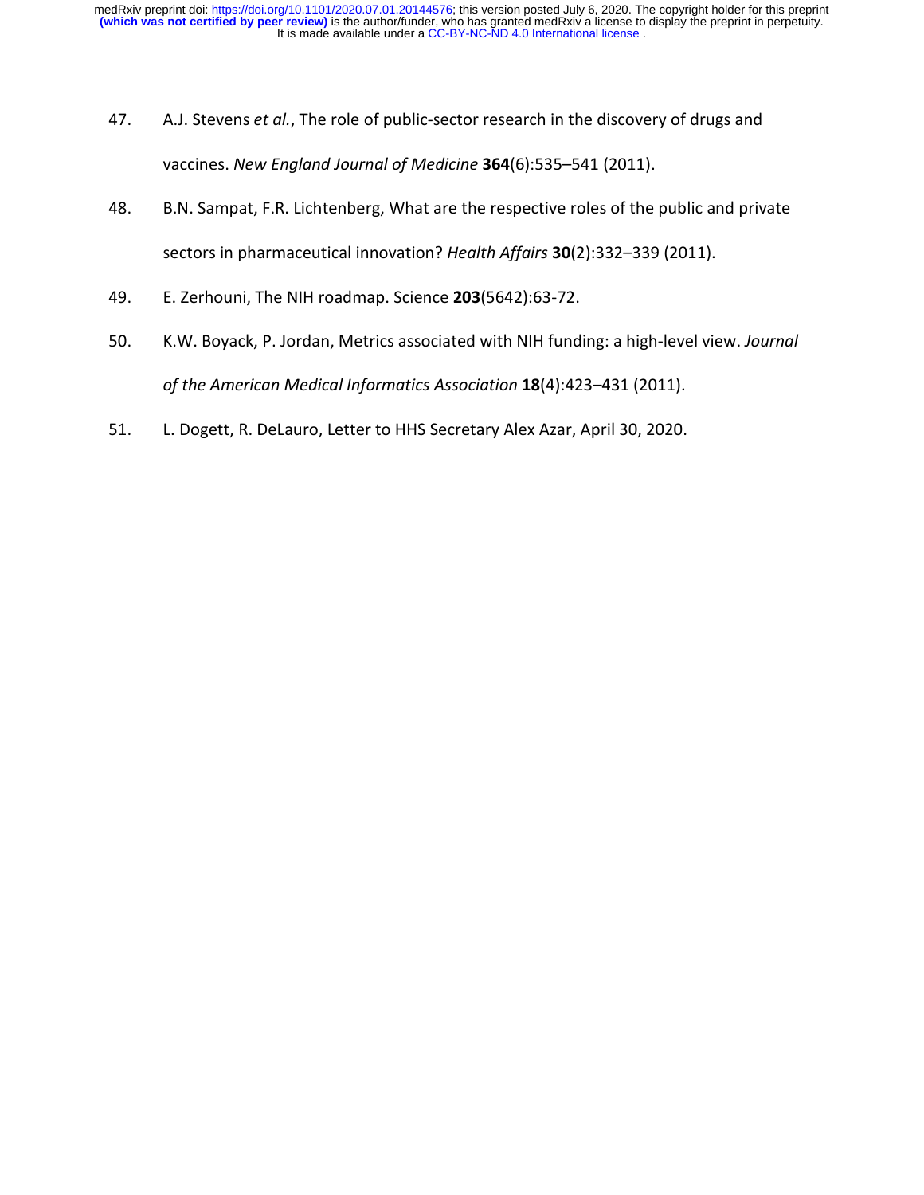47. A.J. Stevens *et al.*, The role of public-sector research in the discovery of drugs and vaccines. *New England Journal of Medicine* **364**(6):535–541 (2011).

48. B.N. Sampat, F.R. Lichtenberg, What are the respective roles of the public and private sectors in pharmaceutical innovation? *Health Affairs* **30**(2):332–339 (2011).

49. E. Zerhouni, The NIH roadmap. Science **203**(5642):63-72.

50. K.W. Boyack, P. Jordan, Metrics associated with NIH funding: a high-level view. *Journal of the American Medical Informatics Association* **18**(4):423–431 (2011).

51. L. Dogett, R. DeLauro, Letter to HHS Secretary Alex Azar, April 30, 2020.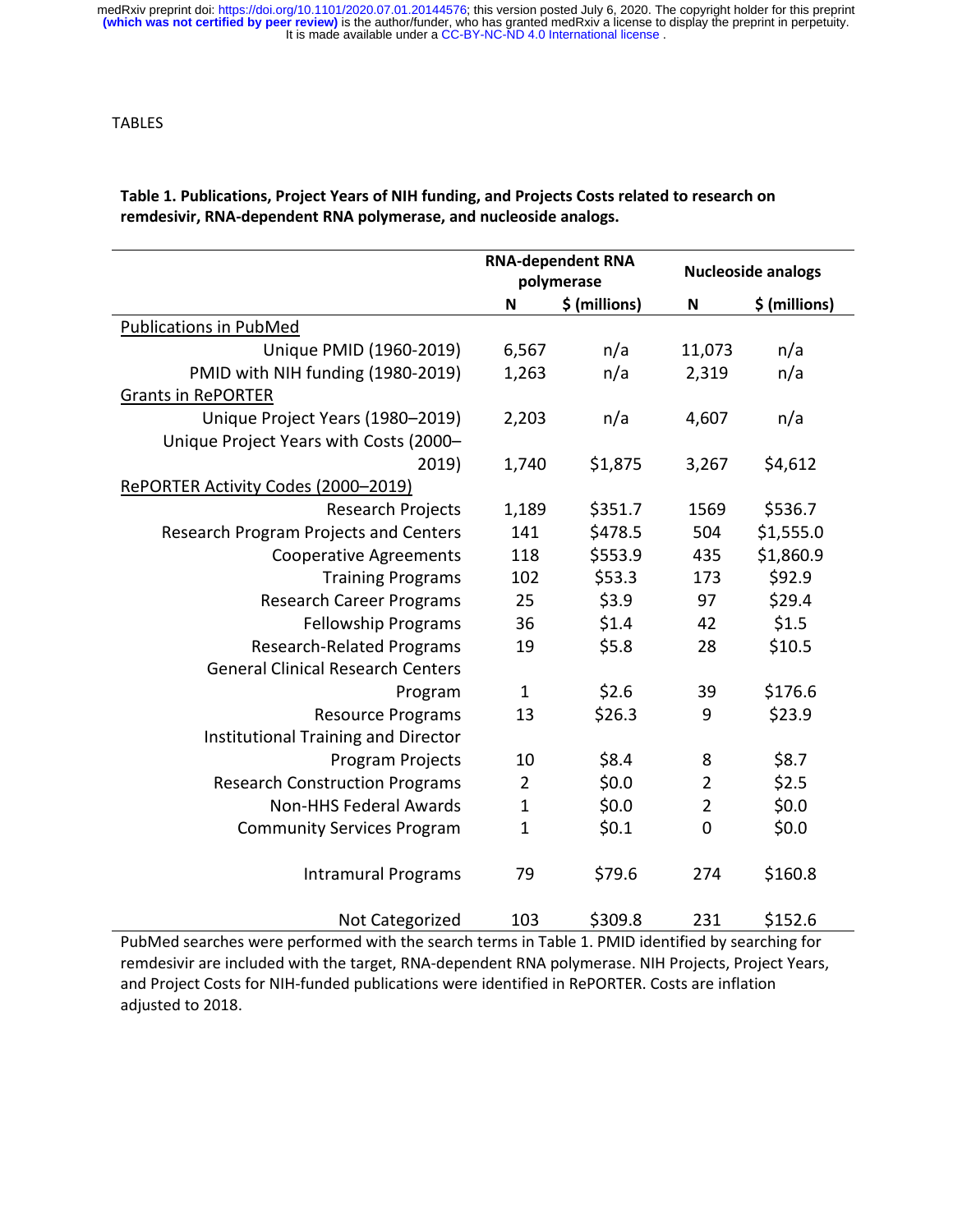TABLES

**Table 1. Publications, Project Years of NIH funding, and Projects Costs related to research on remdesivir, RNA-dependent RNA polymerase, and nucleoside analogs.**

| | RNA-dependent RNA polymerase | | Nucleoside analogs | |
|---|---|---|---|---|
| | N | $ (millions) | N | $ (millions) |
| Publications in PubMed | | | | |
| Unique PMID (1960-2019) | 6,567 | n/a | 11,073 | n/a |
| PMID with NIH funding (1980-2019) | 1,263 | n/a | 2,319 | n/a |
| Grants in RePORTER | | | | |
| Unique Project Years (1980–2019) | 2,203 | n/a | 4,607 | n/a |
| Unique Project Years with Costs (2000–2019) | 1,740 | $1,875 | 3,267 | $4,612 |
| RePORTER Activity Codes (2000–2019) | | | | |
| Research Projects | 1,189 | $351.7 | 1569 | $536.7 |
| Research Program Projects and Centers | 141 | $478.5 | 504 | $1,555.0 |
| Cooperative Agreements | 118 | $553.9 | 435 | $1,860.9 |
| Training Programs | 102 | $53.3 | 173 | $92.9 |
| Research Career Programs | 25 | $3.9 | 97 | $29.4 |
| Fellowship Programs | 36 | $1.4 | 42 | $1.5 |
| Research-Related Programs | 19 | $5.8 | 28 | $10.5 |
| General Clinical Research Centers Program | 1 | $2.6 | 39 | $176.6 |
| Resource Programs | 13 | $26.3 | 9 | $23.9 |
| Institutional Training and Director Program Projects | 10 | $8.4 | 8 | $8.7 |
| Research Construction Programs | 2 | $0.0 | 2 | $2.5 |
| Non-HHS Federal Awards | 1 | $0.0 | 2 | $0.0 |
| Community Services Program | 1 | $0.1 | 0 | $0.0 |
| Intramural Programs | 79 | $79.6 | 274 | $160.8 |
| Not Categorized | 103 | $309.8 | 231 | $152.6 |

PubMed searches were performed with the search terms in Table 1. PMID identified by searching for remdesivir are included with the target, RNA-dependent RNA polymerase. NIH Projects, Project Years, and Project Costs for NIH-funded publications were identified in RePORTER. Costs are inflation adjusted to 2018.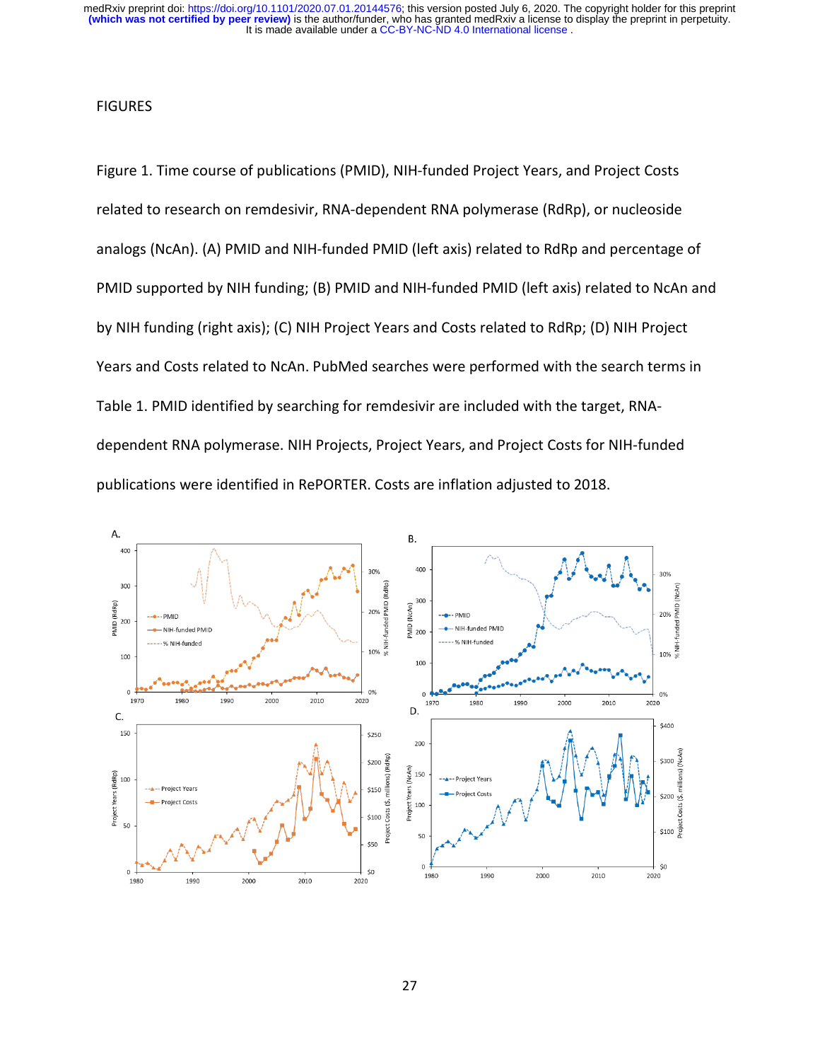FIGURES

Figure 1. Time course of publications (PMID), NIH-funded Project Years, and Project Costs related to research on remdesivir, RNA-dependent RNA polymerase (RdRp), or nucleoside analogs (NcAn). (A) PMID and NIH-funded PMID (left axis) related to RdRp and percentage of PMID supported by NIH funding; (B) PMID and NIH-funded PMID (left axis) related to NcAn and by NIH funding (right axis); (C) NIH Project Years and Costs related to RdRp; (D) NIH Project Years and Costs related to NcAn. PubMed searches were performed with the search terms in Table 1. PMID identified by searching for remdesivir are included with the target, RNA-dependent RNA polymerase. NIH Projects, Project Years, and Project Costs for NIH-funded publications were identified in RePORTER. Costs are inflation adjusted to 2018.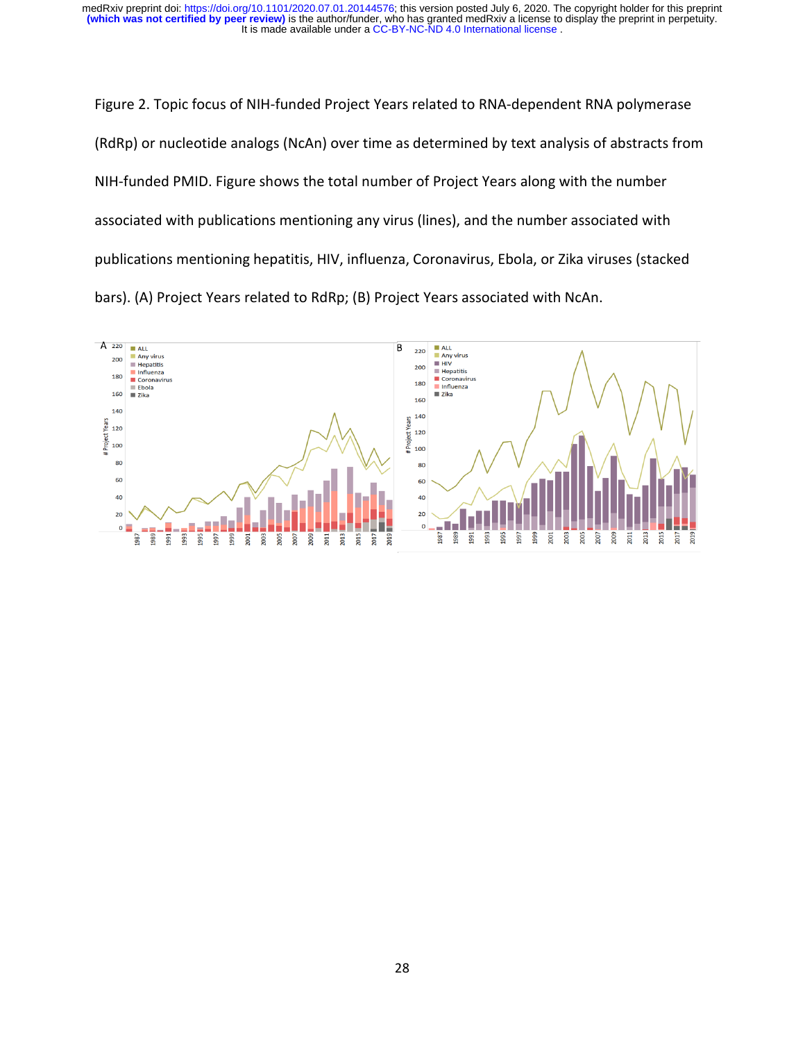Figure 2. Topic focus of NIH-funded Project Years related to RNA-dependent RNA polymerase (RdRp) or nucleotide analogs (NcAn) over time as determined by text analysis of abstracts from NIH-funded PMID. Figure shows the total number of Project Years along with the number associated with publications mentioning any virus (lines), and the number associated with publications mentioning hepatitis, HIV, influenza, Coronavirus, Ebola, or Zika viruses (stacked bars). (A) Project Years related to RdRp; (B) Project Years associated with NcAn.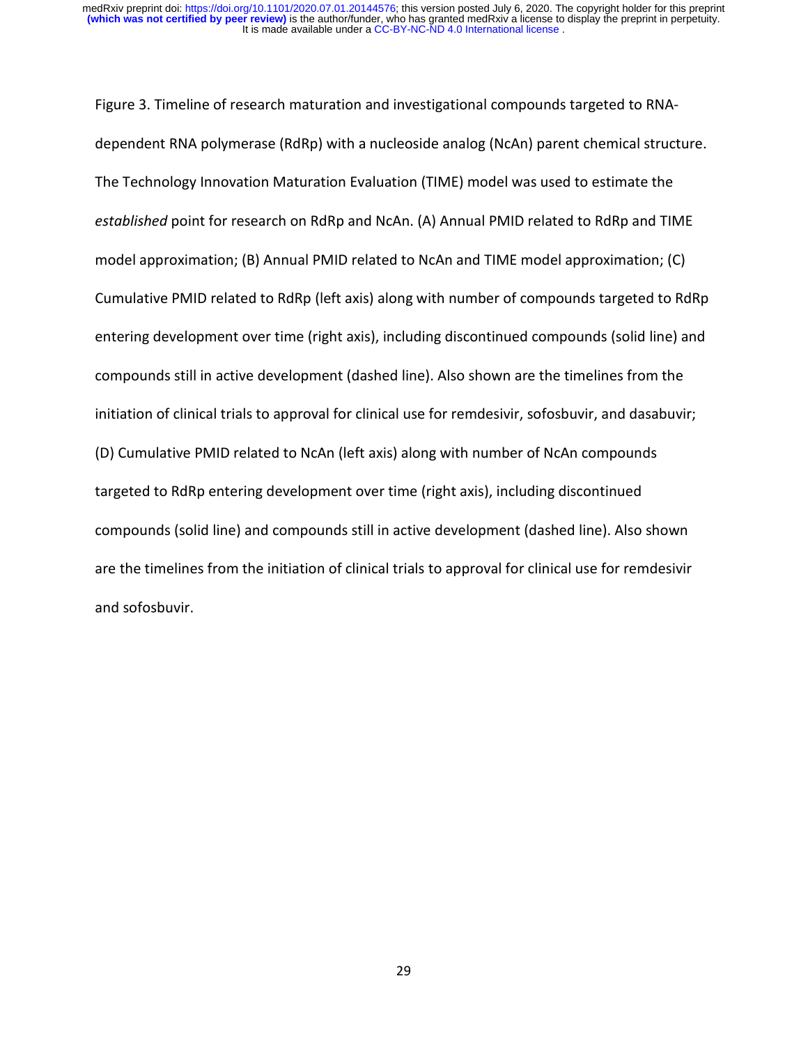Figure 3. Timeline of research maturation and investigational compounds targeted to RNA-dependent RNA polymerase (RdRp) with a nucleoside analog (NcAn) parent chemical structure. The Technology Innovation Maturation Evaluation (TIME) model was used to estimate the *established* point for research on RdRp and NcAn. (A) Annual PMID related to RdRp and TIME model approximation; (B) Annual PMID related to NcAn and TIME model approximation; (C) Cumulative PMID related to RdRp (left axis) along with number of compounds targeted to RdRp entering development over time (right axis), including discontinued compounds (solid line) and compounds still in active development (dashed line). Also shown are the timelines from the initiation of clinical trials to approval for clinical use for remdesivir, sofosbuvir, and dasabuvir; (D) Cumulative PMID related to NcAn (left axis) along with number of NcAn compounds targeted to RdRp entering development over time (right axis), including discontinued compounds (solid line) and compounds still in active development (dashed line). Also shown are the timelines from the initiation of clinical trials to approval for clinical use for remdesivir and sofosbuvir.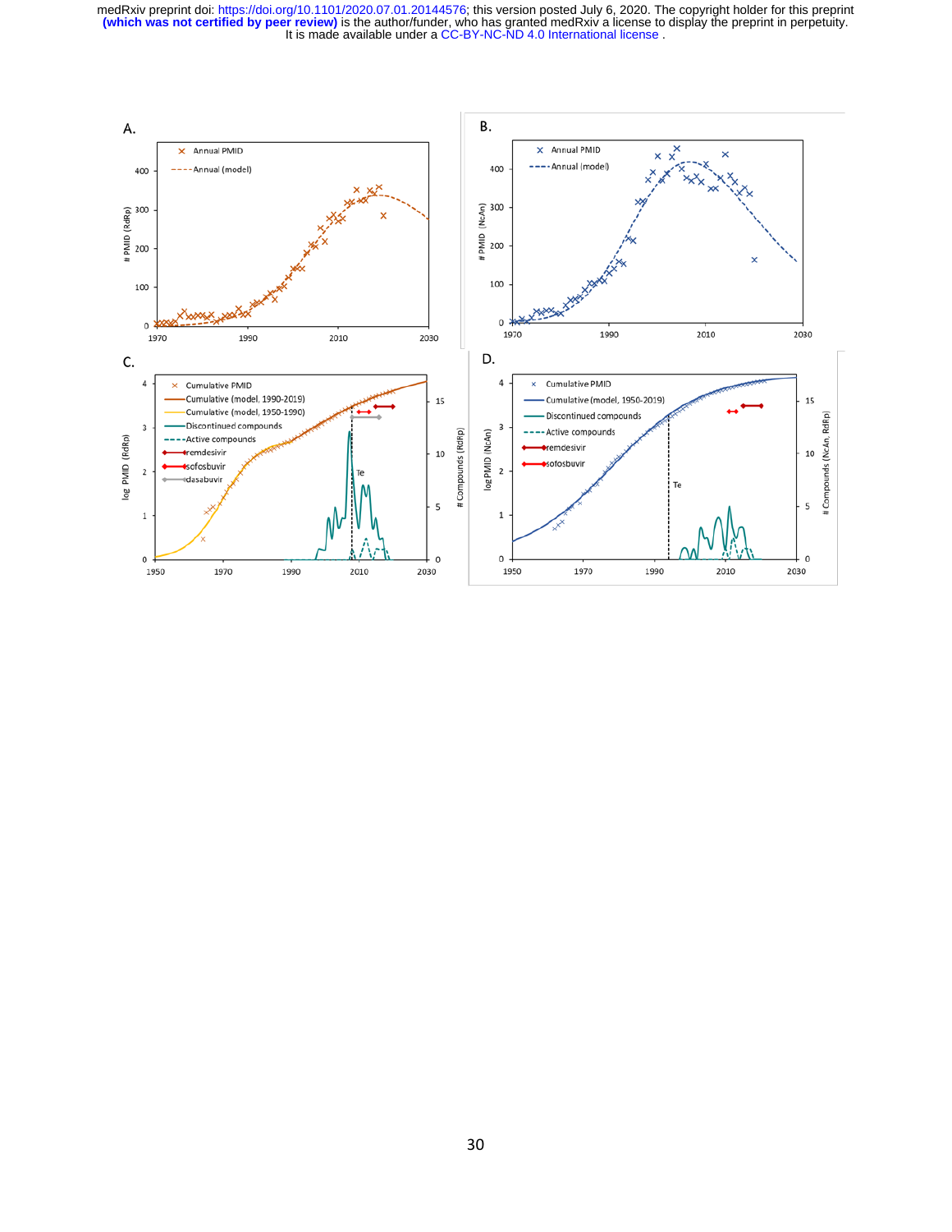medRxiv preprint doi: https://doi.org/10.1101/2020.07.01.20144576; this version posted July 6, 2020. The copyright holder for this preprint **(which was not certified by peer review)** is the author/funder, who has granted medRxiv a license to display the preprint in perpetuity. It is made available under a CC-BY-NC-ND 4.0 International license .

A.

Annual PMID
Annual (model)

# PMID (RdRp)

0
100
200
300
400

1970
1990
2010
2030

B.

Annual PMID
Annual (model)

# PMID (NcAn)

0
100
200
300
400

1970
1990
2010
2030

C.

Cumulative PMID
Cumulative (model, 1990-2019)
Cumulative (model, 1950-1990)
Discontinued compounds
Active compounds
remdesivir
sofosbuvir
dasabuvir

log PMID (RdRp)

0
1
2
3
4

# Compounds (RdRp)

0
5
10
15

Te

1950
1970
1990
2010
2030

D.

Cumulative PMID
Cumulative (model, 1950-2019)
Discontinued compounds
Active compounds
remdesivir
sofosbuvir

logPMID (NcAn)

0
1
2
3
4

# Compounds (NcAn, RdRp)

0
5
10
15

Te

1950
1970
1990
2010
2030